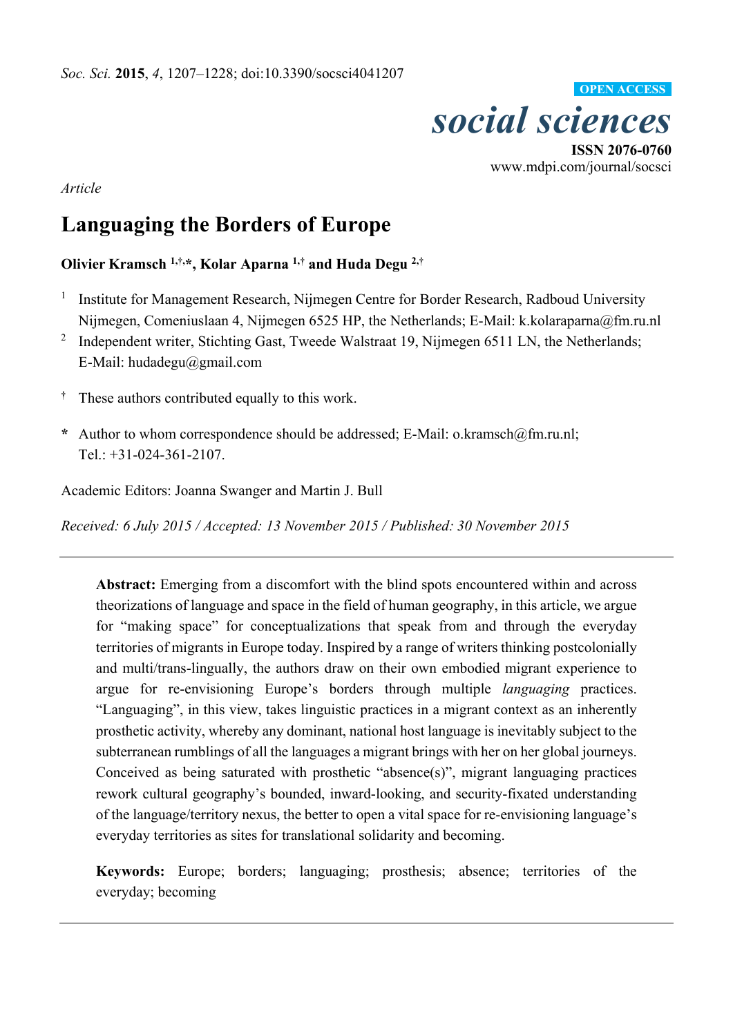*Soc. Sci.* **2015**, *4*, 1207–1228; doi:10.3390/socsci4041207

**OPEN ACCESS**

*social sciences*

**ISSN 2076-0760**

www.mdpi.com/journal/socsci

*Article*

# Languaging the Borders of Europe

**Olivier Kramsch [1,†,*], Kolar Aparna [1,†] and Huda Degu [2,†]**

[1] Institute for Management Research, Nijmegen Centre for Border Research, Radboud University Nijmegen, Comeniuslaan 4, Nijmegen 6525 HP, the Netherlands; E-Mail: k.kolaraparna@fm.ru.nl

[2] Independent writer, Stichting Gast, Tweede Walstraat 19, Nijmegen 6511 LN, the Netherlands; E-Mail: hudadegu@gmail.com

[†] These authors contributed equally to this work.

[*] Author to whom correspondence should be addressed; E-Mail: o.kramsch@fm.ru.nl; Tel.: +31-024-361-2107.

Academic Editors: Joanna Swanger and Martin J. Bull

*Received: 6 July 2015 / Accepted: 13 November 2015 / Published: 30 November 2015*

---

**Abstract:** Emerging from a discomfort with the blind spots encountered within and across theorizations of language and space in the field of human geography, in this article, we argue for "making space" for conceptualizations that speak from and through the everyday territories of migrants in Europe today. Inspired by a range of writers thinking postcolonially and multi/trans-lingually, the authors draw on their own embodied migrant experience to argue for re-envisioning Europe's borders through multiple *languaging* practices. "Languaging", in this view, takes linguistic practices in a migrant context as an inherently prosthetic activity, whereby any dominant, national host language is inevitably subject to the subterranean rumblings of all the languages a migrant brings with her on her global journeys. Conceived as being saturated with prosthetic "absence(s)", migrant languaging practices rework cultural geography's bounded, inward-looking, and security-fixated understanding of the language/territory nexus, the better to open a vital space for re-envisioning language's everyday territories as sites for translational solidarity and becoming.

**Keywords:** Europe; borders; languaging; prosthesis; absence; territories of the everyday; becoming

---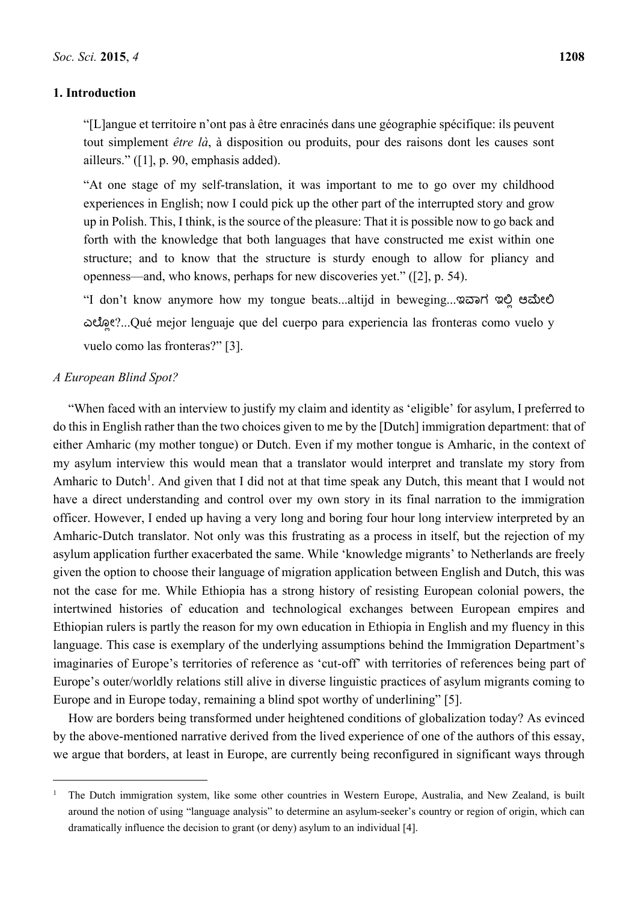## 1. Introduction

> "[L]angue et territoire n'ont pas à être enracinés dans une géographie spécifique: ils peuvent tout simplement *être là*, à disposition ou produits, pour des raisons dont les causes sont ailleurs." ([1], p. 90, emphasis added).

> "At one stage of my self-translation, it was important to me to go over my childhood experiences in English; now I could pick up the other part of the interrupted story and grow up in Polish. This, I think, is the source of the pleasure: That it is possible now to go back and forth with the knowledge that both languages that have constructed me exist within one structure; and to know that the structure is sturdy enough to allow for pliancy and openness—and, who knows, perhaps for new discoveries yet." ([2], p. 54).

> "I don't know anymore how my tongue beats...altijd in beweging...ಇವಾಗ ಇಲ್ಲಿ ಆಮೇಲಿ ಎಲ್ಲೋ?...Qué mejor lenguaje que del cuerpo para experiencia las fronteras como vuelo y vuelo como las fronteras?" [3].

### *A European Blind Spot?*

"When faced with an interview to justify my claim and identity as 'eligible' for asylum, I preferred to do this in English rather than the two choices given to me by the [Dutch] immigration department: that of either Amharic (my mother tongue) or Dutch. Even if my mother tongue is Amharic, in the context of my asylum interview this would mean that a translator would interpret and translate my story from Amharic to Dutch[1]. And given that I did not at that time speak any Dutch, this meant that I would not have a direct understanding and control over my own story in its final narration to the immigration officer. However, I ended up having a very long and boring four hour long interview interpreted by an Amharic-Dutch translator. Not only was this frustrating as a process in itself, but the rejection of my asylum application further exacerbated the same. While 'knowledge migrants' to Netherlands are freely given the option to choose their language of migration application between English and Dutch, this was not the case for me. While Ethiopia has a strong history of resisting European colonial powers, the intertwined histories of education and technological exchanges between European empires and Ethiopian rulers is partly the reason for my own education in Ethiopia in English and my fluency in this language. This case is exemplary of the underlying assumptions behind the Immigration Department's imaginaries of Europe's territories of reference as 'cut-off' with territories of references being part of Europe's outer/worldly relations still alive in diverse linguistic practices of asylum migrants coming to Europe and in Europe today, remaining a blind spot worthy of underlining" [5].

How are borders being transformed under heightened conditions of globalization today? As evinced by the above-mentioned narrative derived from the lived experience of one of the authors of this essay, we argue that borders, at least in Europe, are currently being reconfigured in significant ways through

---

[1] The Dutch immigration system, like some other countries in Western Europe, Australia, and New Zealand, is built around the notion of using "language analysis" to determine an asylum-seeker's country or region of origin, which can dramatically influence the decision to grant (or deny) asylum to an individual [4].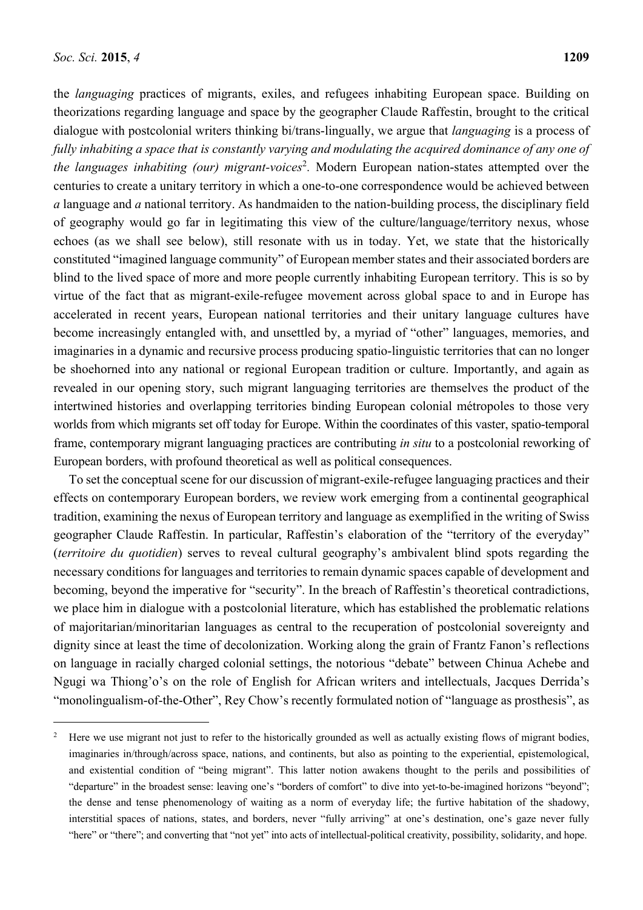the *languaging* practices of migrants, exiles, and refugees inhabiting European space. Building on theorizations regarding language and space by the geographer Claude Raffestin, brought to the critical dialogue with postcolonial writers thinking bi/trans-lingually, we argue that *languaging* is a process of *fully inhabiting a space that is constantly varying and modulating the acquired dominance of any one of the languages inhabiting (our) migrant-voices*[2]. Modern European nation-states attempted over the centuries to create a unitary territory in which a one-to-one correspondence would be achieved between *a* language and *a* national territory. As handmaiden to the nation-building process, the disciplinary field of geography would go far in legitimating this view of the culture/language/territory nexus, whose echoes (as we shall see below), still resonate with us in today. Yet, we state that the historically constituted "imagined language community" of European member states and their associated borders are blind to the lived space of more and more people currently inhabiting European territory. This is so by virtue of the fact that as migrant-exile-refugee movement across global space to and in Europe has accelerated in recent years, European national territories and their unitary language cultures have become increasingly entangled with, and unsettled by, a myriad of "other" languages, memories, and imaginaries in a dynamic and recursive process producing spatio-linguistic territories that can no longer be shoehorned into any national or regional European tradition or culture. Importantly, and again as revealed in our opening story, such migrant languaging territories are themselves the product of the intertwined histories and overlapping territories binding European colonial métropoles to those very worlds from which migrants set off today for Europe. Within the coordinates of this vaster, spatio-temporal frame, contemporary migrant languaging practices are contributing *in situ* to a postcolonial reworking of European borders, with profound theoretical as well as political consequences.

To set the conceptual scene for our discussion of migrant-exile-refugee languaging practices and their effects on contemporary European borders, we review work emerging from a continental geographical tradition, examining the nexus of European territory and language as exemplified in the writing of Swiss geographer Claude Raffestin. In particular, Raffestin's elaboration of the "territory of the everyday" (*territoire du quotidien*) serves to reveal cultural geography's ambivalent blind spots regarding the necessary conditions for languages and territories to remain dynamic spaces capable of development and becoming, beyond the imperative for "security". In the breach of Raffestin's theoretical contradictions, we place him in dialogue with a postcolonial literature, which has established the problematic relations of majoritarian/minoritarian languages as central to the recuperation of postcolonial sovereignty and dignity since at least the time of decolonization. Working along the grain of Frantz Fanon's reflections on language in racially charged colonial settings, the notorious "debate" between Chinua Achebe and Ngugi wa Thiong'o's on the role of English for African writers and intellectuals, Jacques Derrida's "monolingualism-of-the-Other", Rey Chow's recently formulated notion of "language as prosthesis", as

---

[2] Here we use migrant not just to refer to the historically grounded as well as actually existing flows of migrant bodies, imaginaries in/through/across space, nations, and continents, but also as pointing to the experiential, epistemological, and existential condition of "being migrant". This latter notion awakens thought to the perils and possibilities of "departure" in the broadest sense: leaving one's "borders of comfort" to dive into yet-to-be-imagined horizons "beyond"; the dense and tense phenomenology of waiting as a norm of everyday life; the furtive habitation of the shadowy, interstitial spaces of nations, states, and borders, never "fully arriving" at one's destination, one's gaze never fully "here" or "there"; and converting that "not yet" into acts of intellectual-political creativity, possibility, solidarity, and hope.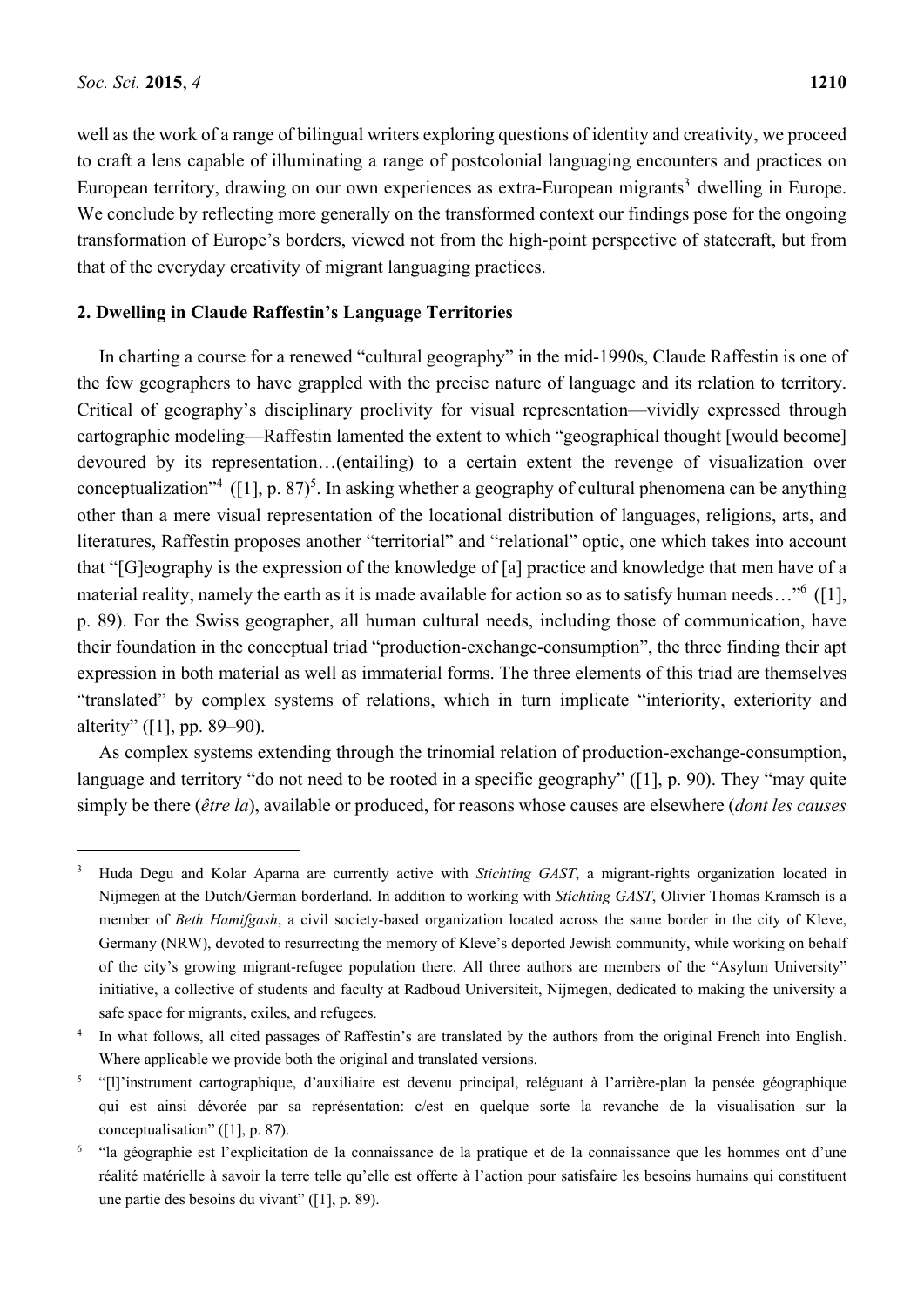well as the work of a range of bilingual writers exploring questions of identity and creativity, we proceed to craft a lens capable of illuminating a range of postcolonial languaging encounters and practices on European territory, drawing on our own experiences as extra-European migrants[3] dwelling in Europe. We conclude by reflecting more generally on the transformed context our findings pose for the ongoing transformation of Europe's borders, viewed not from the high-point perspective of statecraft, but from that of the everyday creativity of migrant languaging practices.

## 2. Dwelling in Claude Raffestin's Language Territories

In charting a course for a renewed "cultural geography" in the mid-1990s, Claude Raffestin is one of the few geographers to have grappled with the precise nature of language and its relation to territory. Critical of geography's disciplinary proclivity for visual representation—vividly expressed through cartographic modeling—Raffestin lamented the extent to which "geographical thought [would become] devoured by its representation…(entailing) to a certain extent the revenge of visualization over conceptualization"[4] ([1], p. 87)[5]. In asking whether a geography of cultural phenomena can be anything other than a mere visual representation of the locational distribution of languages, religions, arts, and literatures, Raffestin proposes another "territorial" and "relational" optic, one which takes into account that "[G]eography is the expression of the knowledge of [a] practice and knowledge that men have of a material reality, namely the earth as it is made available for action so as to satisfy human needs…"[6] ([1], p. 89). For the Swiss geographer, all human cultural needs, including those of communication, have their foundation in the conceptual triad "production-exchange-consumption", the three finding their apt expression in both material as well as immaterial forms. The three elements of this triad are themselves "translated" by complex systems of relations, which in turn implicate "interiority, exteriority and alterity" ([1], pp. 89–90).

As complex systems extending through the trinomial relation of production-exchange-consumption, language and territory "do not need to be rooted in a specific geography" ([1], p. 90). They "may quite simply be there (*être la*), available or produced, for reasons whose causes are elsewhere (*dont les causes*

---

[3] Huda Degu and Kolar Aparna are currently active with *Stichting GAST*, a migrant-rights organization located in Nijmegen at the Dutch/German borderland. In addition to working with *Stichting GAST*, Olivier Thomas Kramsch is a member of *Beth Hamifgash*, a civil society-based organization located across the same border in the city of Kleve, Germany (NRW), devoted to resurrecting the memory of Kleve's deported Jewish community, while working on behalf of the city's growing migrant-refugee population there. All three authors are members of the "Asylum University" initiative, a collective of students and faculty at Radboud Universiteit, Nijmegen, dedicated to making the university a safe space for migrants, exiles, and refugees.

[4] In what follows, all cited passages of Raffestin's are translated by the authors from the original French into English. Where applicable we provide both the original and translated versions.

[5] "[l]'instrument cartographique, d'auxiliaire est devenu principal, reléguant à l'arrière-plan la pensée géographique qui est ainsi dévorée par sa représentation: c/est en quelque sorte la revanche de la visualisation sur la conceptualisation" ([1], p. 87).

[6] "la géographie est l'explicitation de la connaissance de la pratique et de la connaissance que les hommes ont d'une réalité matérielle à savoir la terre telle qu'elle est offerte à l'action pour satisfaire les besoins humains qui constituent une partie des besoins du vivant" ([1], p. 89).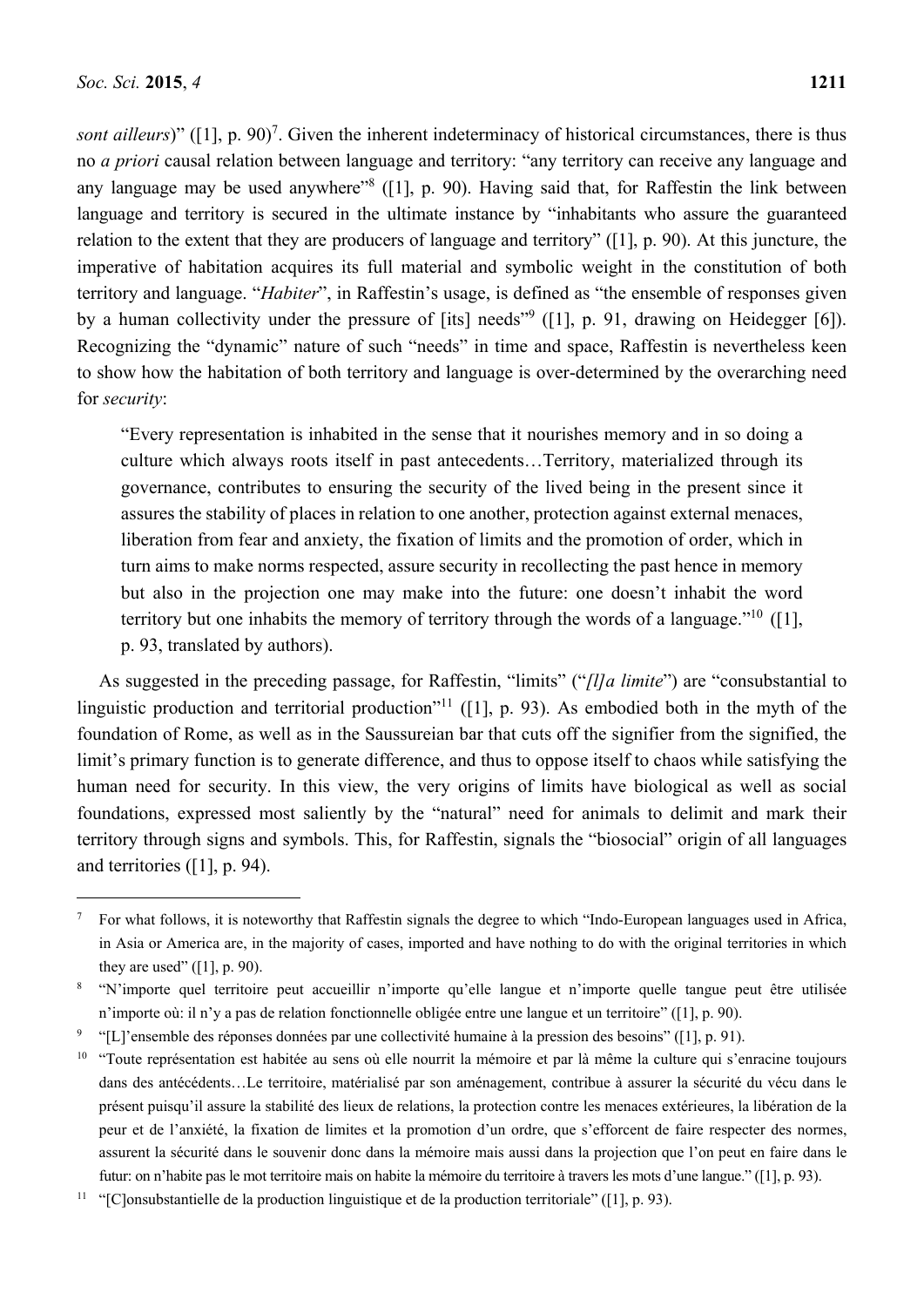*sont ailleurs*)" ([1], p. 90)[7]. Given the inherent indeterminacy of historical circumstances, there is thus no *a priori* causal relation between language and territory: "any territory can receive any language and any language may be used anywhere"[8] ([1], p. 90). Having said that, for Raffestin the link between language and territory is secured in the ultimate instance by "inhabitants who assure the guaranteed relation to the extent that they are producers of language and territory" ([1], p. 90). At this juncture, the imperative of habitation acquires its full material and symbolic weight in the constitution of both territory and language. "*Habiter*", in Raffestin's usage, is defined as "the ensemble of responses given by a human collectivity under the pressure of [its] needs"[9] ([1], p. 91, drawing on Heidegger [6]). Recognizing the "dynamic" nature of such "needs" in time and space, Raffestin is nevertheless keen to show how the habitation of both territory and language is over-determined by the overarching need for *security*:

> "Every representation is inhabited in the sense that it nourishes memory and in so doing a culture which always roots itself in past antecedents…Territory, materialized through its governance, contributes to ensuring the security of the lived being in the present since it assures the stability of places in relation to one another, protection against external menaces, liberation from fear and anxiety, the fixation of limits and the promotion of order, which in turn aims to make norms respected, assure security in recollecting the past hence in memory but also in the projection one may make into the future: one doesn't inhabit the word territory but one inhabits the memory of territory through the words of a language."[10] ([1], p. 93, translated by authors).

As suggested in the preceding passage, for Raffestin, "limits" ("*[l]a limite*") are "consubstantial to linguistic production and territorial production"[11] ([1], p. 93). As embodied both in the myth of the foundation of Rome, as well as in the Saussureian bar that cuts off the signifier from the signified, the limit's primary function is to generate difference, and thus to oppose itself to chaos while satisfying the human need for security. In this view, the very origins of limits have biological as well as social foundations, expressed most saliently by the "natural" need for animals to delimit and mark their territory through signs and symbols. This, for Raffestin, signals the "biosocial" origin of all languages and territories ([1], p. 94).

---

[7] For what follows, it is noteworthy that Raffestin signals the degree to which "Indo-European languages used in Africa, in Asia or America are, in the majority of cases, imported and have nothing to do with the original territories in which they are used" ([1], p. 90).

[8] "N'importe quel territoire peut accueillir n'importe qu'elle langue et n'importe quelle tangue peut être utilisée n'importe où: il n'y a pas de relation fonctionnelle obligée entre une langue et un territoire" ([1], p. 90).

[9] "[L]'ensemble des réponses données par une collectivité humaine à la pression des besoins" ([1], p. 91).

[10] "Toute représentation est habitée au sens où elle nourrit la mémoire et par là même la culture qui s'enracine toujours dans des antécédents…Le territoire, matérialisé par son aménagement, contribue à assurer la sécurité du vécu dans le présent puisqu'il assure la stabilité des lieux de relations, la protection contre les menaces extérieures, la libération de la peur et de l'anxiété, la fixation de limites et la promotion d'un ordre, que s'efforcent de faire respecter des normes, assurent la sécurité dans le souvenir donc dans la mémoire mais aussi dans la projection que l'on peut en faire dans le futur: on n'habite pas le mot territoire mais on habite la mémoire du territoire à travers les mots d'une langue." ([1], p. 93).

[11] "[C]onsubstantielle de la production linguistique et de la production territoriale" ([1], p. 93).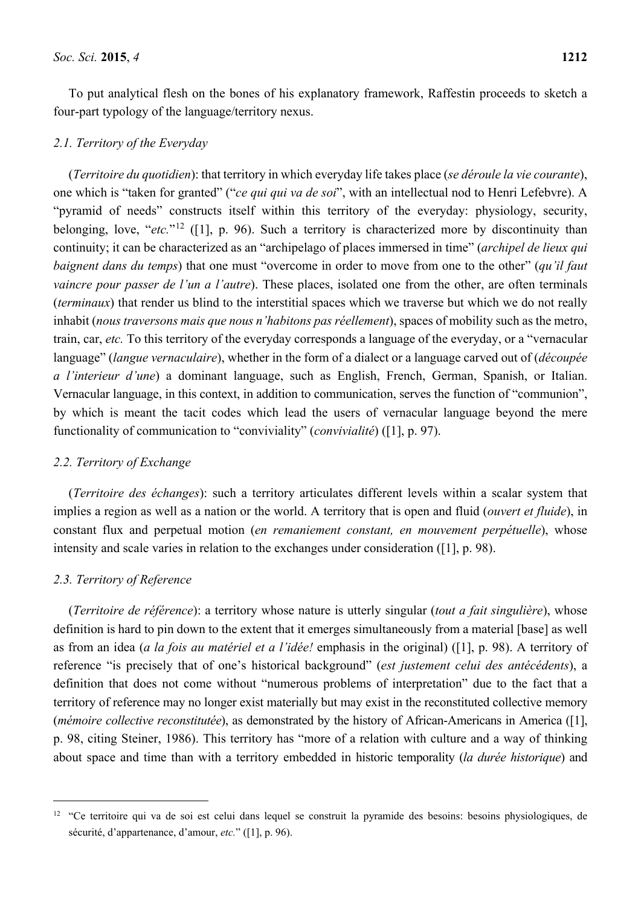To put analytical flesh on the bones of his explanatory framework, Raffestin proceeds to sketch a four-part typology of the language/territory nexus.

### 2.1. Territory of the Everyday

(*Territoire du quotidien*): that territory in which everyday life takes place (*se déroule la vie courante*), one which is "taken for granted" ("*ce qui qui va de soi*", with an intellectual nod to Henri Lefebvre). A "pyramid of needs" constructs itself within this territory of the everyday: physiology, security, belonging, love, "*etc.*"[12] ([1], p. 96). Such a territory is characterized more by discontinuity than continuity; it can be characterized as an "archipelago of places immersed in time" (*archipel de lieux qui baignent dans du temps*) that one must "overcome in order to move from one to the other" (*qu'il faut vaincre pour passer de l'un a l'autre*). These places, isolated one from the other, are often terminals (*terminaux*) that render us blind to the interstitial spaces which we traverse but which we do not really inhabit (*nous traversons mais que nous n'habitons pas réellement*), spaces of mobility such as the metro, train, car, *etc.* To this territory of the everyday corresponds a language of the everyday, or a "vernacular language" (*langue vernaculaire*), whether in the form of a dialect or a language carved out of (*découpée a l'interieur d'une*) a dominant language, such as English, French, German, Spanish, or Italian. Vernacular language, in this context, in addition to communication, serves the function of "communion", by which is meant the tacit codes which lead the users of vernacular language beyond the mere functionality of communication to "conviviality" (*convivialité*) ([1], p. 97).

### 2.2. Territory of Exchange

(*Territoire des échanges*): such a territory articulates different levels within a scalar system that implies a region as well as a nation or the world. A territory that is open and fluid (*ouvert et fluide*), in constant flux and perpetual motion (*en remaniement constant, en mouvement perpétuelle*), whose intensity and scale varies in relation to the exchanges under consideration ([1], p. 98).

### 2.3. Territory of Reference

(*Territoire de référence*): a territory whose nature is utterly singular (*tout a fait singulière*), whose definition is hard to pin down to the extent that it emerges simultaneously from a material [base] as well as from an idea (*a la fois au matériel et a l'idée!* emphasis in the original) ([1], p. 98). A territory of reference "is precisely that of one's historical background" (*est justement celui des antécédents*), a definition that does not come without "numerous problems of interpretation" due to the fact that a territory of reference may no longer exist materially but may exist in the reconstituted collective memory (*mémoire collective reconstitutée*), as demonstrated by the history of African-Americans in America ([1], p. 98, citing Steiner, 1986). This territory has "more of a relation with culture and a way of thinking about space and time than with a territory embedded in historic temporality (*la durée historique*) and

---

[12] "Ce territoire qui va de soi est celui dans lequel se construit la pyramide des besoins: besoins physiologiques, de sécurité, d'appartenance, d'amour, *etc.*" ([1], p. 96).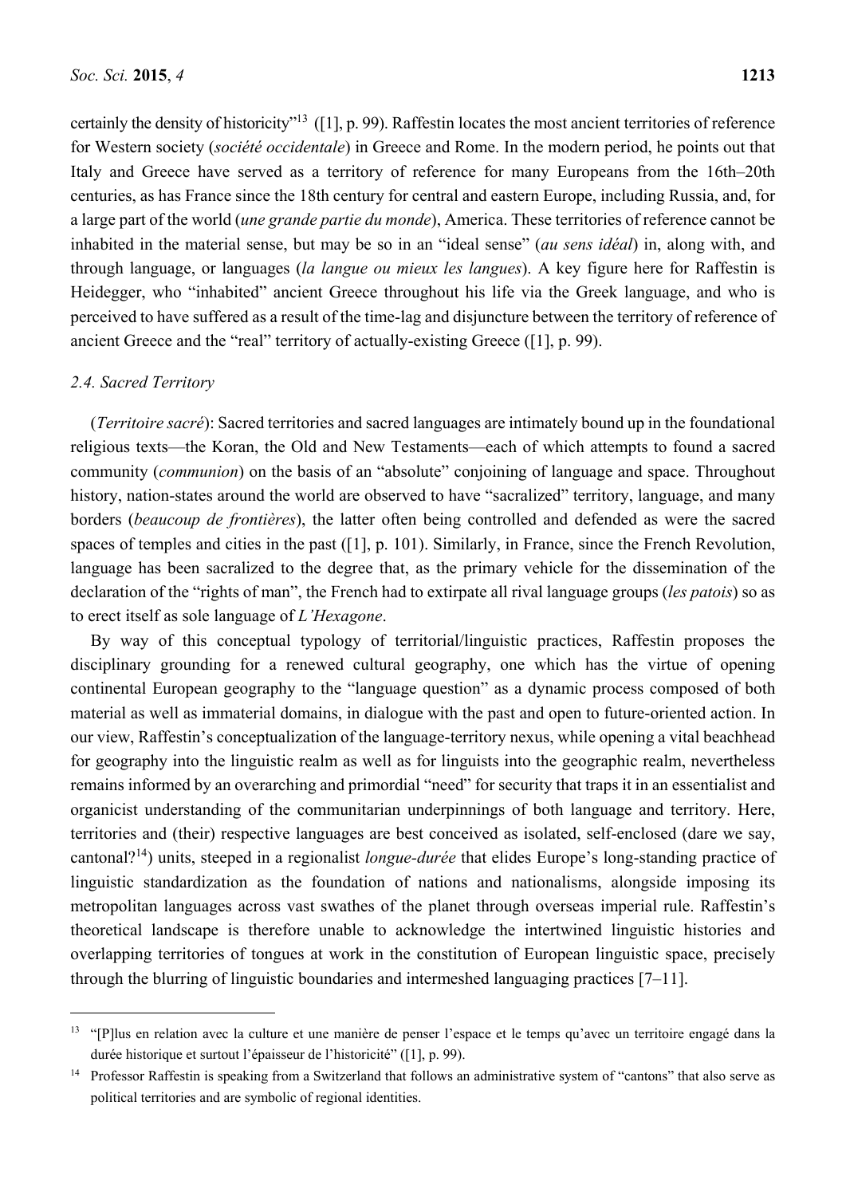certainly the density of historicity"[13] ([1], p. 99). Raffestin locates the most ancient territories of reference for Western society (*société occidentale*) in Greece and Rome. In the modern period, he points out that Italy and Greece have served as a territory of reference for many Europeans from the 16th–20th centuries, as has France since the 18th century for central and eastern Europe, including Russia, and, for a large part of the world (*une grande partie du monde*), America. These territories of reference cannot be inhabited in the material sense, but may be so in an "ideal sense" (*au sens idéal*) in, along with, and through language, or languages (*la langue ou mieux les langues*). A key figure here for Raffestin is Heidegger, who "inhabited" ancient Greece throughout his life via the Greek language, and who is perceived to have suffered as a result of the time-lag and disjuncture between the territory of reference of ancient Greece and the "real" territory of actually-existing Greece ([1], p. 99).

### 2.4. Sacred Territory

(*Territoire sacré*): Sacred territories and sacred languages are intimately bound up in the foundational religious texts—the Koran, the Old and New Testaments—each of which attempts to found a sacred community (*communion*) on the basis of an "absolute" conjoining of language and space. Throughout history, nation-states around the world are observed to have "sacralized" territory, language, and many borders (*beaucoup de frontières*), the latter often being controlled and defended as were the sacred spaces of temples and cities in the past ([1], p. 101). Similarly, in France, since the French Revolution, language has been sacralized to the degree that, as the primary vehicle for the dissemination of the declaration of the "rights of man", the French had to extirpate all rival language groups (*les patois*) so as to erect itself as sole language of *L'Hexagone*.

By way of this conceptual typology of territorial/linguistic practices, Raffestin proposes the disciplinary grounding for a renewed cultural geography, one which has the virtue of opening continental European geography to the "language question" as a dynamic process composed of both material as well as immaterial domains, in dialogue with the past and open to future-oriented action. In our view, Raffestin's conceptualization of the language-territory nexus, while opening a vital beachhead for geography into the linguistic realm as well as for linguists into the geographic realm, nevertheless remains informed by an overarching and primordial "need" for security that traps it in an essentialist and organicist understanding of the communitarian underpinnings of both language and territory. Here, territories and (their) respective languages are best conceived as isolated, self-enclosed (dare we say, cantonal?[14]) units, steeped in a regionalist *longue-durée* that elides Europe's long-standing practice of linguistic standardization as the foundation of nations and nationalisms, alongside imposing its metropolitan languages across vast swathes of the planet through overseas imperial rule. Raffestin's theoretical landscape is therefore unable to acknowledge the intertwined linguistic histories and overlapping territories of tongues at work in the constitution of European linguistic space, precisely through the blurring of linguistic boundaries and intermeshed languaging practices [7–11].

---

[13] "[P]lus en relation avec la culture et une manière de penser l'espace et le temps qu'avec un territoire engagé dans la durée historique et surtout l'épaisseur de l'historicité" ([1], p. 99).

[14] Professor Raffestin is speaking from a Switzerland that follows an administrative system of "cantons" that also serve as political territories and are symbolic of regional identities.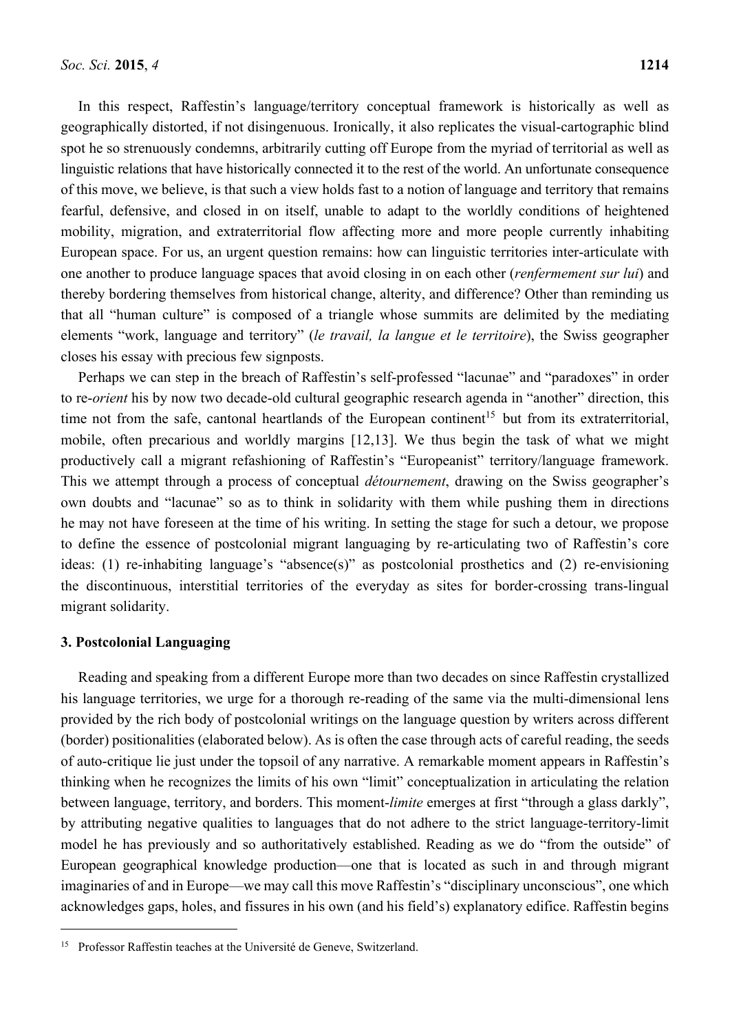In this respect, Raffestin's language/territory conceptual framework is historically as well as geographically distorted, if not disingenuous. Ironically, it also replicates the visual-cartographic blind spot he so strenuously condemns, arbitrarily cutting off Europe from the myriad of territorial as well as linguistic relations that have historically connected it to the rest of the world. An unfortunate consequence of this move, we believe, is that such a view holds fast to a notion of language and territory that remains fearful, defensive, and closed in on itself, unable to adapt to the worldly conditions of heightened mobility, migration, and extraterritorial flow affecting more and more people currently inhabiting European space. For us, an urgent question remains: how can linguistic territories inter-articulate with one another to produce language spaces that avoid closing in on each other (*renfermement sur lui*) and thereby bordering themselves from historical change, alterity, and difference? Other than reminding us that all "human culture" is composed of a triangle whose summits are delimited by the mediating elements "work, language and territory" (*le travail, la langue et le territoire*), the Swiss geographer closes his essay with precious few signposts.

Perhaps we can step in the breach of Raffestin's self-professed "lacunae" and "paradoxes" in order to re-*orient* his by now two decade-old cultural geographic research agenda in "another" direction, this time not from the safe, cantonal heartlands of the European continent[15] but from its extraterritorial, mobile, often precarious and worldly margins [12,13]. We thus begin the task of what we might productively call a migrant refashioning of Raffestin's "Europeanist" territory/language framework. This we attempt through a process of conceptual *détournement*, drawing on the Swiss geographer's own doubts and "lacunae" so as to think in solidarity with them while pushing them in directions he may not have foreseen at the time of his writing. In setting the stage for such a detour, we propose to define the essence of postcolonial migrant languaging by re-articulating two of Raffestin's core ideas: (1) re-inhabiting language's "absence(s)" as postcolonial prosthetics and (2) re-envisioning the discontinuous, interstitial territories of the everyday as sites for border-crossing trans-lingual migrant solidarity.

## 3. Postcolonial Languaging

Reading and speaking from a different Europe more than two decades on since Raffestin crystallized his language territories, we urge for a thorough re-reading of the same via the multi-dimensional lens provided by the rich body of postcolonial writings on the language question by writers across different (border) positionalities (elaborated below). As is often the case through acts of careful reading, the seeds of auto-critique lie just under the topsoil of any narrative. A remarkable moment appears in Raffestin's thinking when he recognizes the limits of his own "limit" conceptualization in articulating the relation between language, territory, and borders. This moment-*limite* emerges at first "through a glass darkly", by attributing negative qualities to languages that do not adhere to the strict language-territory-limit model he has previously and so authoritatively established. Reading as we do "from the outside" of European geographical knowledge production—one that is located as such in and through migrant imaginaries of and in Europe—we may call this move Raffestin's "disciplinary unconscious", one which acknowledges gaps, holes, and fissures in his own (and his field's) explanatory edifice. Raffestin begins

---

[15] Professor Raffestin teaches at the Université de Geneve, Switzerland.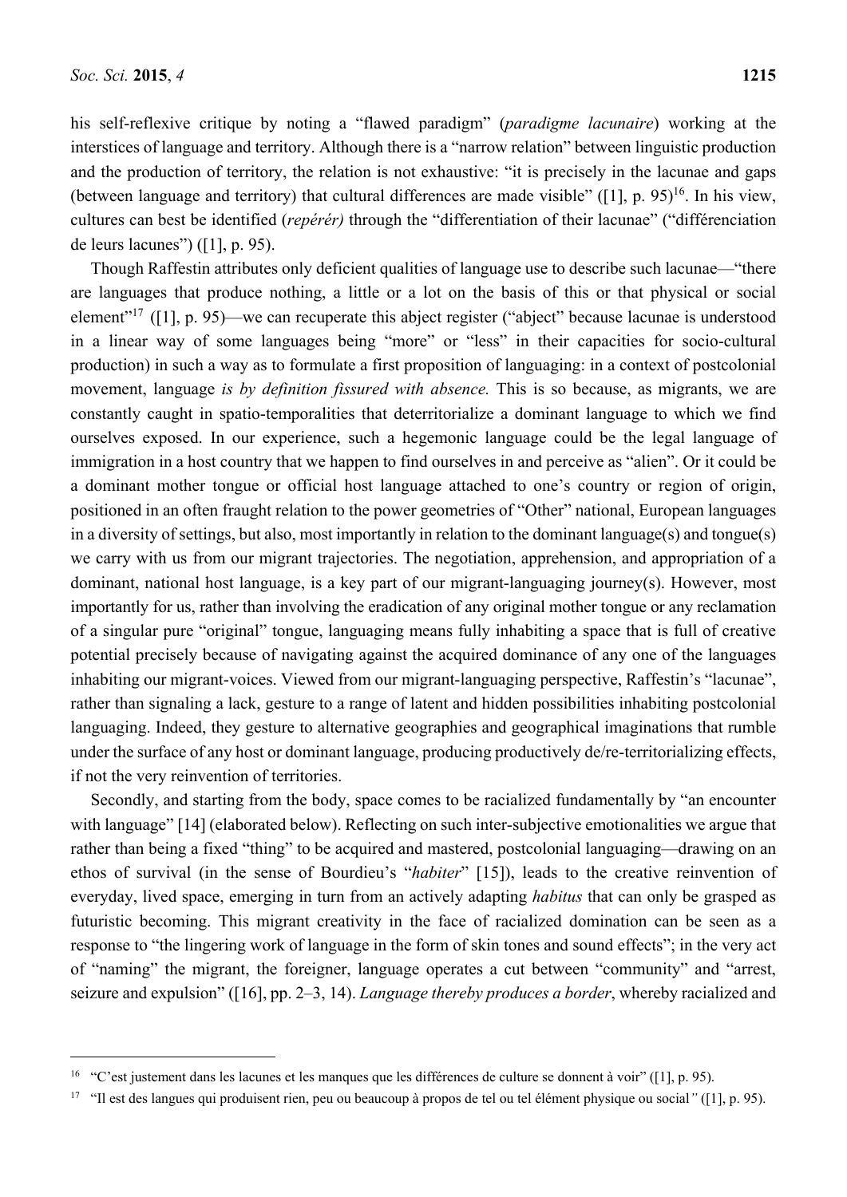his self-reflexive critique by noting a "flawed paradigm" (*paradigme lacunaire*) working at the interstices of language and territory. Although there is a "narrow relation" between linguistic production and the production of territory, the relation is not exhaustive: "it is precisely in the lacunae and gaps (between language and territory) that cultural differences are made visible" ([1], p. 95)[16]. In his view, cultures can best be identified (*repérér)* through the "differentiation of their lacunae" ("différenciation de leurs lacunes") ([1], p. 95).

Though Raffestin attributes only deficient qualities of language use to describe such lacunae—"there are languages that produce nothing, a little or a lot on the basis of this or that physical or social element"[17] ([1], p. 95)—we can recuperate this abject register ("abject" because lacunae is understood in a linear way of some languages being "more" or "less" in their capacities for socio-cultural production) in such a way as to formulate a first proposition of languaging: in a context of postcolonial movement, language *is by definition fissured with absence.* This is so because, as migrants, we are constantly caught in spatio-temporalities that deterritorialize a dominant language to which we find ourselves exposed. In our experience, such a hegemonic language could be the legal language of immigration in a host country that we happen to find ourselves in and perceive as "alien". Or it could be a dominant mother tongue or official host language attached to one's country or region of origin, positioned in an often fraught relation to the power geometries of "Other" national, European languages in a diversity of settings, but also, most importantly in relation to the dominant language(s) and tongue(s) we carry with us from our migrant trajectories. The negotiation, apprehension, and appropriation of a dominant, national host language, is a key part of our migrant-languaging journey(s). However, most importantly for us, rather than involving the eradication of any original mother tongue or any reclamation of a singular pure "original" tongue, languaging means fully inhabiting a space that is full of creative potential precisely because of navigating against the acquired dominance of any one of the languages inhabiting our migrant-voices. Viewed from our migrant-languaging perspective, Raffestin's "lacunae", rather than signaling a lack, gesture to a range of latent and hidden possibilities inhabiting postcolonial languaging. Indeed, they gesture to alternative geographies and geographical imaginations that rumble under the surface of any host or dominant language, producing productively de/re-territorializing effects, if not the very reinvention of territories.

Secondly, and starting from the body, space comes to be racialized fundamentally by "an encounter with language" [14] (elaborated below). Reflecting on such inter-subjective emotionalities we argue that rather than being a fixed "thing" to be acquired and mastered, postcolonial languaging—drawing on an ethos of survival (in the sense of Bourdieu's "*habiter*" [15]), leads to the creative reinvention of everyday, lived space, emerging in turn from an actively adapting *habitus* that can only be grasped as futuristic becoming. This migrant creativity in the face of racialized domination can be seen as a response to "the lingering work of language in the form of skin tones and sound effects"; in the very act of "naming" the migrant, the foreigner, language operates a cut between "community" and "arrest, seizure and expulsion" ([16], pp. 2–3, 14). *Language thereby produces a border*, whereby racialized and

---

[16] "C'est justement dans les lacunes et les manques que les différences de culture se donnent à voir" ([1], p. 95).

[17] "Il est des langues qui produisent rien, peu ou beaucoup à propos de tel ou tel élément physique ou social*"* ([1], p. 95).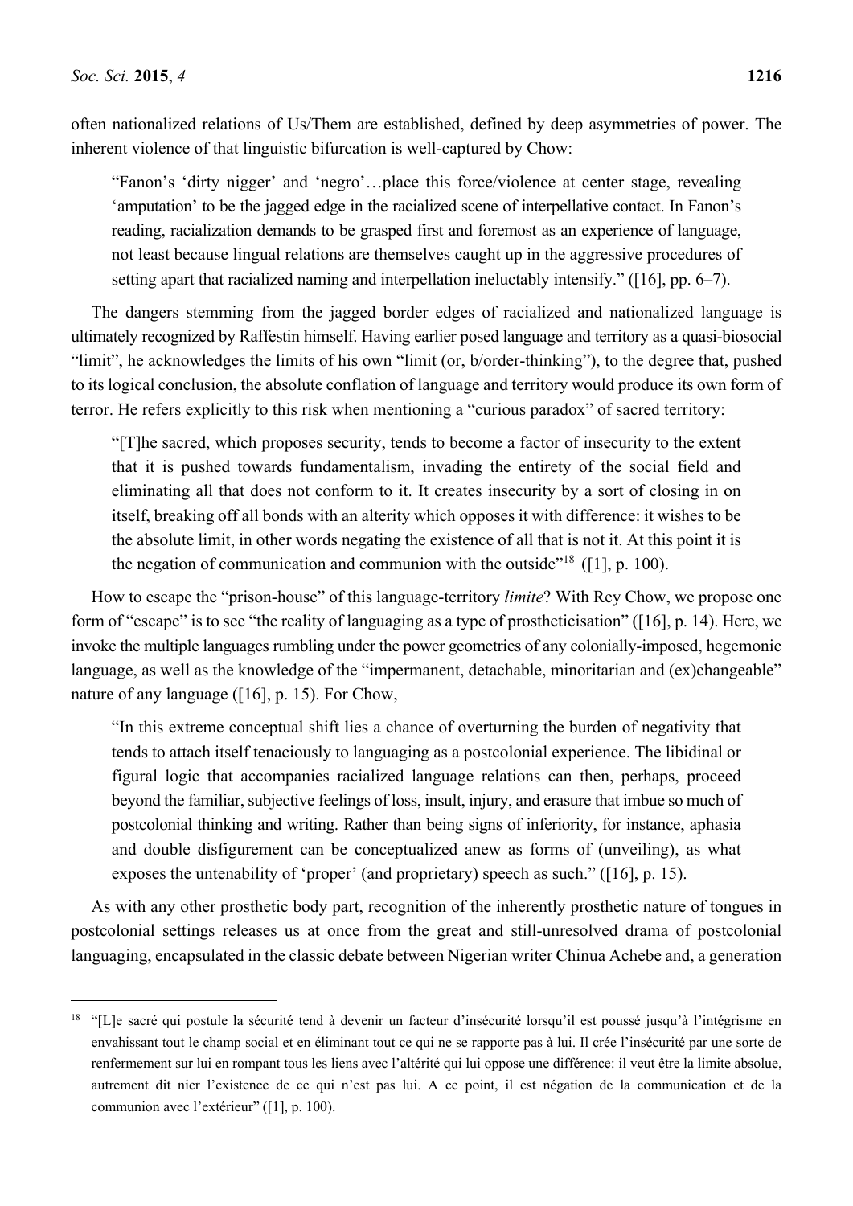often nationalized relations of Us/Them are established, defined by deep asymmetries of power. The inherent violence of that linguistic bifurcation is well-captured by Chow:

> "Fanon's 'dirty nigger' and 'negro'…place this force/violence at center stage, revealing 'amputation' to be the jagged edge in the racialized scene of interpellative contact. In Fanon's reading, racialization demands to be grasped first and foremost as an experience of language, not least because lingual relations are themselves caught up in the aggressive procedures of setting apart that racialized naming and interpellation ineluctably intensify." ([16], pp. 6–7).

The dangers stemming from the jagged border edges of racialized and nationalized language is ultimately recognized by Raffestin himself. Having earlier posed language and territory as a quasi-biosocial "limit", he acknowledges the limits of his own "limit (or, b/order-thinking"), to the degree that, pushed to its logical conclusion, the absolute conflation of language and territory would produce its own form of terror. He refers explicitly to this risk when mentioning a "curious paradox" of sacred territory:

> "[T]he sacred, which proposes security, tends to become a factor of insecurity to the extent that it is pushed towards fundamentalism, invading the entirety of the social field and eliminating all that does not conform to it. It creates insecurity by a sort of closing in on itself, breaking off all bonds with an alterity which opposes it with difference: it wishes to be the absolute limit, in other words negating the existence of all that is not it. At this point it is the negation of communication and communion with the outside"[18] ([1], p. 100).

How to escape the "prison-house" of this language-territory *limite*? With Rey Chow, we propose one form of "escape" is to see "the reality of languaging as a type of prostheticisation" ([16], p. 14). Here, we invoke the multiple languages rumbling under the power geometries of any colonially-imposed, hegemonic language, as well as the knowledge of the "impermanent, detachable, minoritarian and (ex)changeable" nature of any language ([16], p. 15). For Chow,

> "In this extreme conceptual shift lies a chance of overturning the burden of negativity that tends to attach itself tenaciously to languaging as a postcolonial experience. The libidinal or figural logic that accompanies racialized language relations can then, perhaps, proceed beyond the familiar, subjective feelings of loss, insult, injury, and erasure that imbue so much of postcolonial thinking and writing. Rather than being signs of inferiority, for instance, aphasia and double disfigurement can be conceptualized anew as forms of (unveiling), as what exposes the untenability of 'proper' (and proprietary) speech as such." ([16], p. 15).

As with any other prosthetic body part, recognition of the inherently prosthetic nature of tongues in postcolonial settings releases us at once from the great and still-unresolved drama of postcolonial languaging, encapsulated in the classic debate between Nigerian writer Chinua Achebe and, a generation

---

[18] "[L]e sacré qui postule la sécurité tend à devenir un facteur d'insécurité lorsqu'il est poussé jusqu'à l'intégrisme en envahissant tout le champ social et en éliminant tout ce qui ne se rapporte pas à lui. Il crée l'insécurité par une sorte de renfermement sur lui en rompant tous les liens avec l'altérité qui lui oppose une différence: il veut être la limite absolue, autrement dit nier l'existence de ce qui n'est pas lui. A ce point, il est négation de la communication et de la communion avec l'extérieur" ([1], p. 100).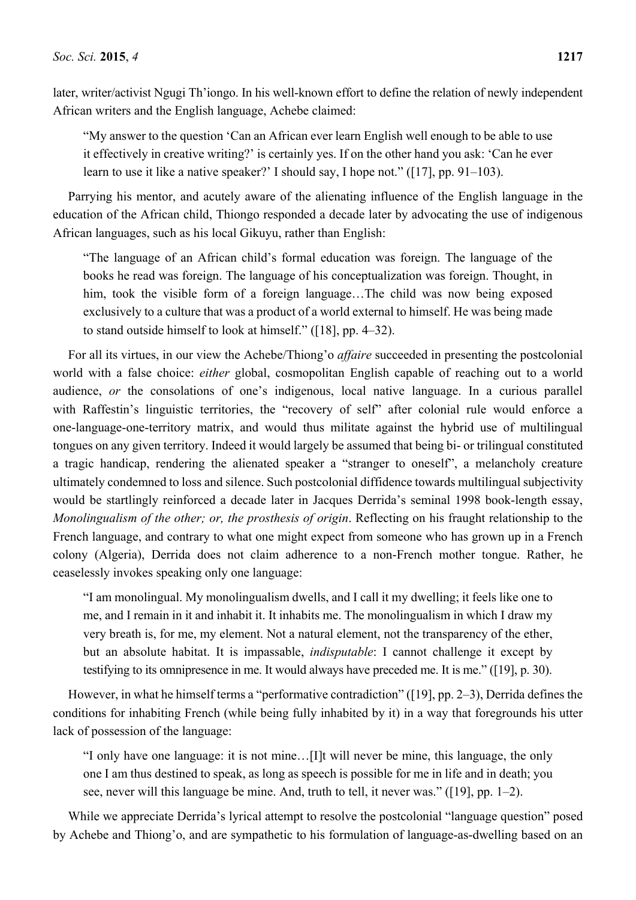later, writer/activist Ngugi Th'iongo. In his well-known effort to define the relation of newly independent African writers and the English language, Achebe claimed:

> "My answer to the question 'Can an African ever learn English well enough to be able to use it effectively in creative writing?' is certainly yes. If on the other hand you ask: 'Can he ever learn to use it like a native speaker?' I should say, I hope not." ([17], pp. 91–103).

Parrying his mentor, and acutely aware of the alienating influence of the English language in the education of the African child, Thiongo responded a decade later by advocating the use of indigenous African languages, such as his local Gikuyu, rather than English:

> "The language of an African child's formal education was foreign. The language of the books he read was foreign. The language of his conceptualization was foreign. Thought, in him, took the visible form of a foreign language…The child was now being exposed exclusively to a culture that was a product of a world external to himself. He was being made to stand outside himself to look at himself." ([18], pp. 4–32).

For all its virtues, in our view the Achebe/Thiong'o *affaire* succeeded in presenting the postcolonial world with a false choice: *either* global, cosmopolitan English capable of reaching out to a world audience, *or* the consolations of one's indigenous, local native language. In a curious parallel with Raffestin's linguistic territories, the "recovery of self" after colonial rule would enforce a one-language-one-territory matrix, and would thus militate against the hybrid use of multilingual tongues on any given territory. Indeed it would largely be assumed that being bi- or trilingual constituted a tragic handicap, rendering the alienated speaker a "stranger to oneself", a melancholy creature ultimately condemned to loss and silence. Such postcolonial diffidence towards multilingual subjectivity would be startlingly reinforced a decade later in Jacques Derrida's seminal 1998 book-length essay, *Monolingualism of the other; or, the prosthesis of origin*. Reflecting on his fraught relationship to the French language, and contrary to what one might expect from someone who has grown up in a French colony (Algeria), Derrida does not claim adherence to a non-French mother tongue. Rather, he ceaselessly invokes speaking only one language:

> "I am monolingual. My monolingualism dwells, and I call it my dwelling; it feels like one to me, and I remain in it and inhabit it. It inhabits me. The monolingualism in which I draw my very breath is, for me, my element. Not a natural element, not the transparency of the ether, but an absolute habitat. It is impassable, *indisputable*: I cannot challenge it except by testifying to its omnipresence in me. It would always have preceded me. It is me." ([19], p. 30).

However, in what he himself terms a "performative contradiction" ([19], pp. 2–3), Derrida defines the conditions for inhabiting French (while being fully inhabited by it) in a way that foregrounds his utter lack of possession of the language:

> "I only have one language: it is not mine…[I]t will never be mine, this language, the only one I am thus destined to speak, as long as speech is possible for me in life and in death; you see, never will this language be mine. And, truth to tell, it never was." ([19], pp. 1–2).

While we appreciate Derrida's lyrical attempt to resolve the postcolonial "language question" posed by Achebe and Thiong'o, and are sympathetic to his formulation of language-as-dwelling based on an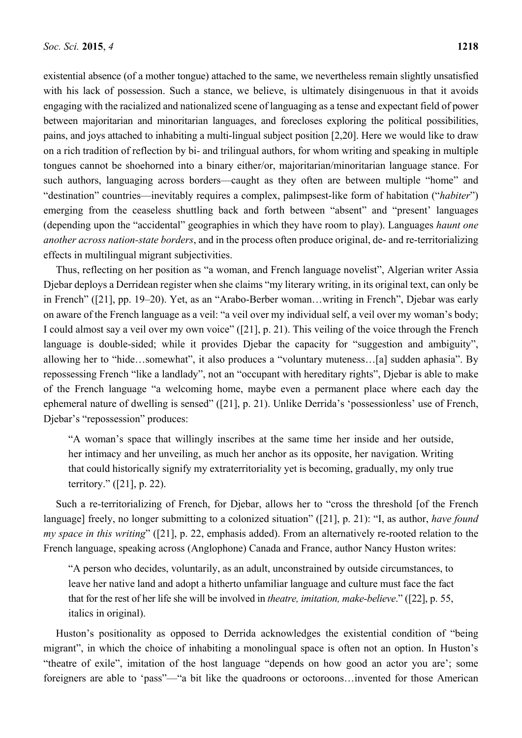existential absence (of a mother tongue) attached to the same, we nevertheless remain slightly unsatisfied with his lack of possession. Such a stance, we believe, is ultimately disingenuous in that it avoids engaging with the racialized and nationalized scene of languaging as a tense and expectant field of power between majoritarian and minoritarian languages, and forecloses exploring the political possibilities, pains, and joys attached to inhabiting a multi-lingual subject position [2,20]. Here we would like to draw on a rich tradition of reflection by bi- and trilingual authors, for whom writing and speaking in multiple tongues cannot be shoehorned into a binary either/or, majoritarian/minoritarian language stance. For such authors, languaging across borders—caught as they often are between multiple "home" and "destination" countries—inevitably requires a complex, palimpsest-like form of habitation ("*habiter*") emerging from the ceaseless shuttling back and forth between "absent" and "present' languages (depending upon the "accidental" geographies in which they have room to play). Languages *haunt one another across nation-state borders*, and in the process often produce original, de- and re-territorializing effects in multilingual migrant subjectivities.

Thus, reflecting on her position as "a woman, and French language novelist", Algerian writer Assia Djebar deploys a Derridean register when she claims "my literary writing, in its original text, can only be in French" ([21], pp. 19–20). Yet, as an "Arabo-Berber woman…writing in French", Djebar was early on aware of the French language as a veil: "a veil over my individual self, a veil over my woman's body; I could almost say a veil over my own voice" ([21], p. 21). This veiling of the voice through the French language is double-sided; while it provides Djebar the capacity for "suggestion and ambiguity", allowing her to "hide…somewhat", it also produces a "voluntary muteness…[a] sudden aphasia". By repossessing French "like a landlady", not an "occupant with hereditary rights", Djebar is able to make of the French language "a welcoming home, maybe even a permanent place where each day the ephemeral nature of dwelling is sensed" ([21], p. 21). Unlike Derrida's 'possessionless' use of French, Djebar's "repossession" produces:

> "A woman's space that willingly inscribes at the same time her inside and her outside, her intimacy and her unveiling, as much her anchor as its opposite, her navigation. Writing that could historically signify my extraterritoriality yet is becoming, gradually, my only true territory." ([21], p. 22).

Such a re-territorializing of French, for Djebar, allows her to "cross the threshold [of the French language] freely, no longer submitting to a colonized situation" ([21], p. 21): "I, as author, *have found my space in this writing*" ([21], p. 22, emphasis added). From an alternatively re-rooted relation to the French language, speaking across (Anglophone) Canada and France, author Nancy Huston writes:

> "A person who decides, voluntarily, as an adult, unconstrained by outside circumstances, to leave her native land and adopt a hitherto unfamiliar language and culture must face the fact that for the rest of her life she will be involved in *theatre, imitation, make-believe*." ([22], p. 55, italics in original).

Huston's positionality as opposed to Derrida acknowledges the existential condition of "being migrant", in which the choice of inhabiting a monolingual space is often not an option. In Huston's "theatre of exile", imitation of the host language "depends on how good an actor you are'; some foreigners are able to 'pass"—"a bit like the quadroons or octoroons…invented for those American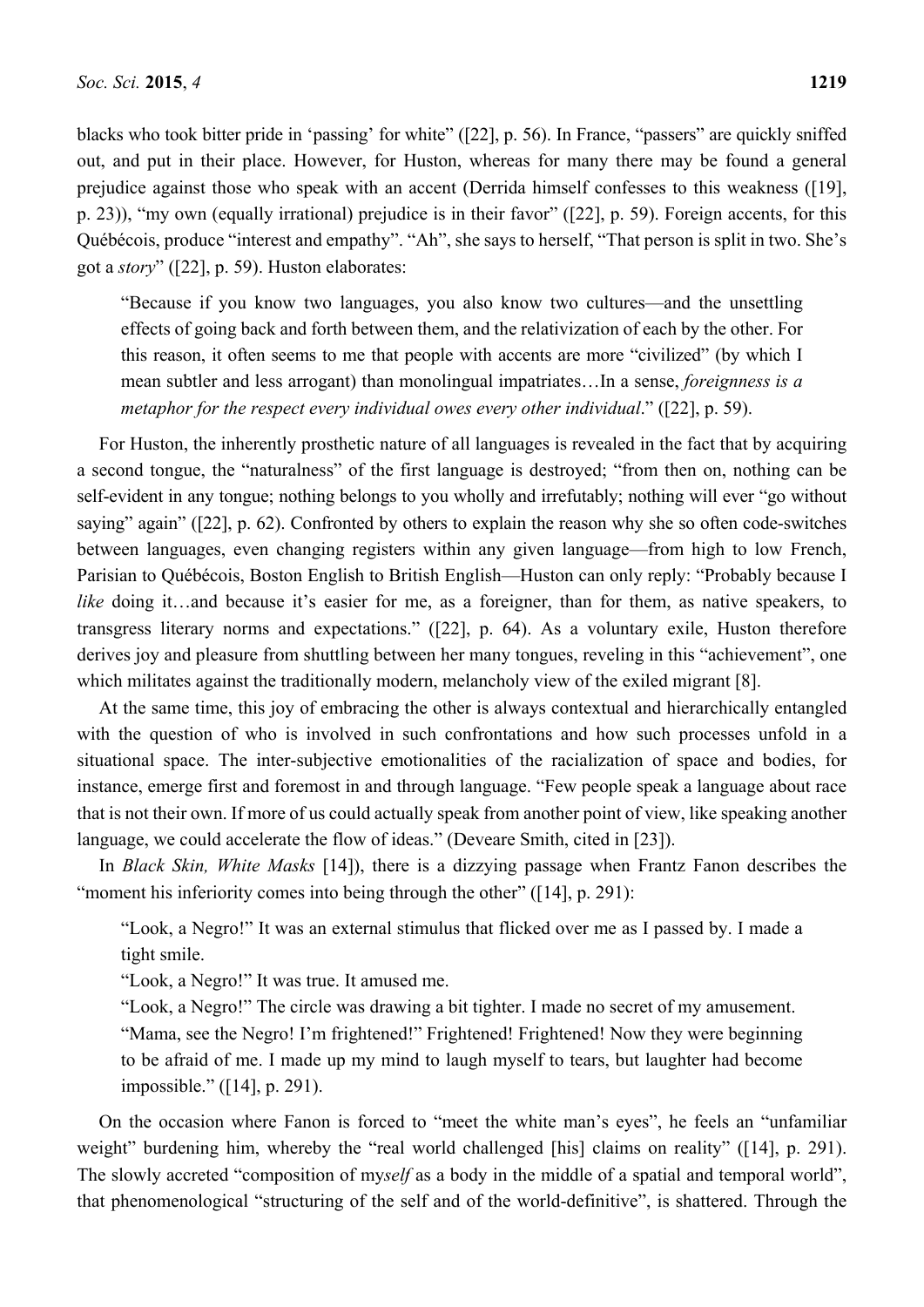blacks who took bitter pride in 'passing' for white" ([22], p. 56). In France, "passers" are quickly sniffed out, and put in their place. However, for Huston, whereas for many there may be found a general prejudice against those who speak with an accent (Derrida himself confesses to this weakness ([19], p. 23)), "my own (equally irrational) prejudice is in their favor" ([22], p. 59). Foreign accents, for this Québécois, produce "interest and empathy". "Ah", she says to herself, "That person is split in two. She's got a *story*" ([22], p. 59). Huston elaborates:

> "Because if you know two languages, you also know two cultures—and the unsettling effects of going back and forth between them, and the relativization of each by the other. For this reason, it often seems to me that people with accents are more "civilized" (by which I mean subtler and less arrogant) than monolingual impatriates…In a sense, *foreignness is a metaphor for the respect every individual owes every other individual*." ([22], p. 59).

For Huston, the inherently prosthetic nature of all languages is revealed in the fact that by acquiring a second tongue, the "naturalness" of the first language is destroyed; "from then on, nothing can be self-evident in any tongue; nothing belongs to you wholly and irrefutably; nothing will ever "go without saying" again" ([22], p. 62). Confronted by others to explain the reason why she so often code-switches between languages, even changing registers within any given language—from high to low French, Parisian to Québécois, Boston English to British English—Huston can only reply: "Probably because I *like* doing it…and because it's easier for me, as a foreigner, than for them, as native speakers, to transgress literary norms and expectations." ([22], p. 64). As a voluntary exile, Huston therefore derives joy and pleasure from shuttling between her many tongues, reveling in this "achievement", one which militates against the traditionally modern, melancholy view of the exiled migrant [8].

At the same time, this joy of embracing the other is always contextual and hierarchically entangled with the question of who is involved in such confrontations and how such processes unfold in a situational space. The inter-subjective emotionalities of the racialization of space and bodies, for instance, emerge first and foremost in and through language. "Few people speak a language about race that is not their own. If more of us could actually speak from another point of view, like speaking another language, we could accelerate the flow of ideas." (Deveare Smith, cited in [23]).

In *Black Skin, White Masks* [14]), there is a dizzying passage when Frantz Fanon describes the "moment his inferiority comes into being through the other" ([14], p. 291):

> "Look, a Negro!" It was an external stimulus that flicked over me as I passed by. I made a tight smile.
> "Look, a Negro!" It was true. It amused me.
> "Look, a Negro!" The circle was drawing a bit tighter. I made no secret of my amusement.
> "Mama, see the Negro! I'm frightened!" Frightened! Frightened! Now they were beginning to be afraid of me. I made up my mind to laugh myself to tears, but laughter had become impossible." ([14], p. 291).

On the occasion where Fanon is forced to "meet the white man's eyes", he feels an "unfamiliar weight" burdening him, whereby the "real world challenged [his] claims on reality" ([14], p. 291). The slowly accreted "composition of my*self* as a body in the middle of a spatial and temporal world", that phenomenological "structuring of the self and of the world-definitive", is shattered. Through the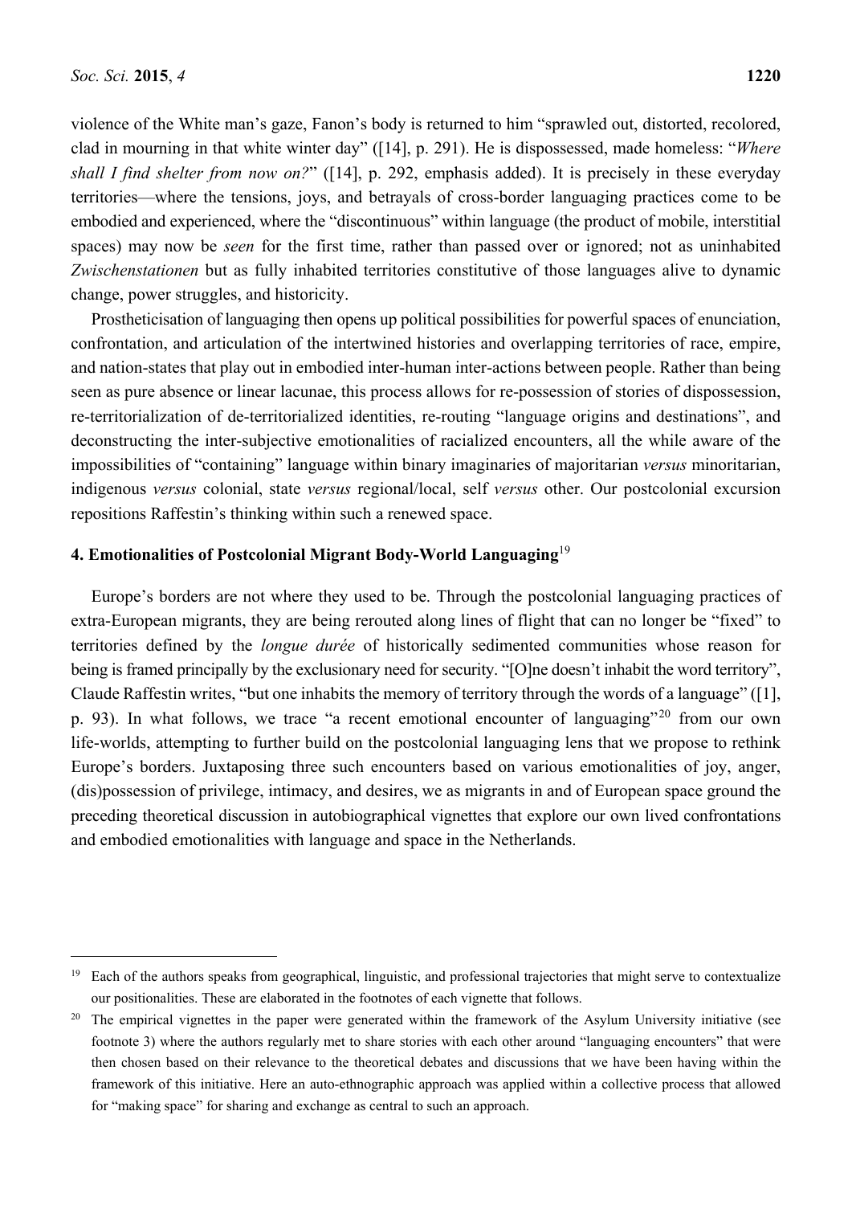violence of the White man's gaze, Fanon's body is returned to him "sprawled out, distorted, recolored, clad in mourning in that white winter day" ([14], p. 291). He is dispossessed, made homeless: "*Where shall I find shelter from now on?*" ([14], p. 292, emphasis added). It is precisely in these everyday territories—where the tensions, joys, and betrayals of cross-border languaging practices come to be embodied and experienced, where the "discontinuous" within language (the product of mobile, interstitial spaces) may now be *seen* for the first time, rather than passed over or ignored; not as uninhabited *Zwischenstationen* but as fully inhabited territories constitutive of those languages alive to dynamic change, power struggles, and historicity.

Prostheticisation of languaging then opens up political possibilities for powerful spaces of enunciation, confrontation, and articulation of the intertwined histories and overlapping territories of race, empire, and nation-states that play out in embodied inter-human inter-actions between people. Rather than being seen as pure absence or linear lacunae, this process allows for re-possession of stories of dispossession, re-territorialization of de-territorialized identities, re-routing "language origins and destinations", and deconstructing the inter-subjective emotionalities of racialized encounters, all the while aware of the impossibilities of "containing" language within binary imaginaries of majoritarian *versus* minoritarian, indigenous *versus* colonial, state *versus* regional/local, self *versus* other. Our postcolonial excursion repositions Raffestin's thinking within such a renewed space.

## 4. Emotionalities of Postcolonial Migrant Body-World Languaging[19]

Europe's borders are not where they used to be. Through the postcolonial languaging practices of extra-European migrants, they are being rerouted along lines of flight that can no longer be "fixed" to territories defined by the *longue durée* of historically sedimented communities whose reason for being is framed principally by the exclusionary need for security. "[O]ne doesn't inhabit the word territory", Claude Raffestin writes, "but one inhabits the memory of territory through the words of a language" ([1], p. 93). In what follows, we trace "a recent emotional encounter of languaging"[20] from our own life-worlds, attempting to further build on the postcolonial languaging lens that we propose to rethink Europe's borders. Juxtaposing three such encounters based on various emotionalities of joy, anger, (dis)possession of privilege, intimacy, and desires, we as migrants in and of European space ground the preceding theoretical discussion in autobiographical vignettes that explore our own lived confrontations and embodied emotionalities with language and space in the Netherlands.

---

[19] Each of the authors speaks from geographical, linguistic, and professional trajectories that might serve to contextualize our positionalities. These are elaborated in the footnotes of each vignette that follows.

[20] The empirical vignettes in the paper were generated within the framework of the Asylum University initiative (see footnote 3) where the authors regularly met to share stories with each other around "languaging encounters" that were then chosen based on their relevance to the theoretical debates and discussions that we have been having within the framework of this initiative. Here an auto-ethnographic approach was applied within a collective process that allowed for "making space" for sharing and exchange as central to such an approach.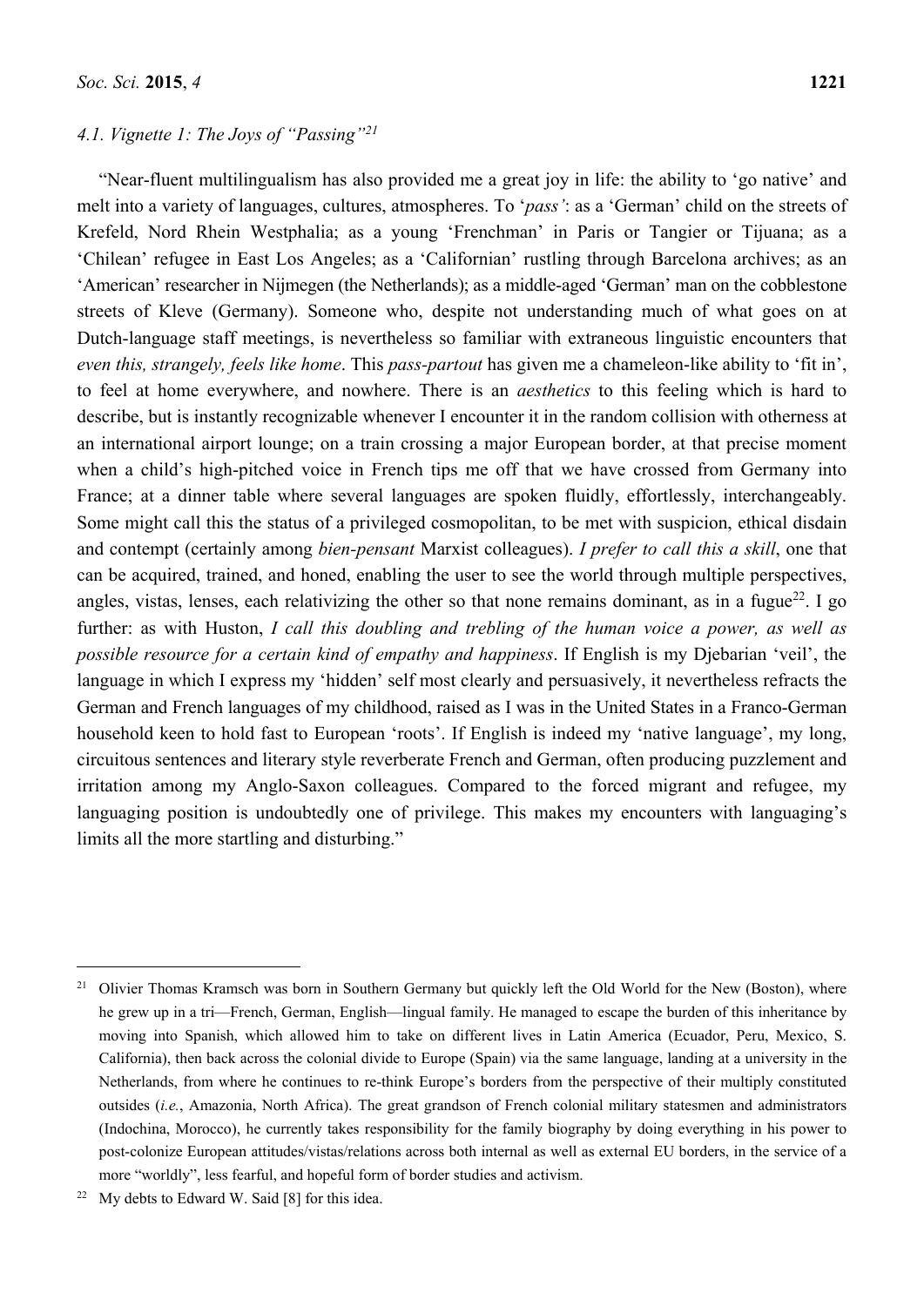### 4.1. Vignette 1: The Joys of "Passing"[21]

"Near-fluent multilingualism has also provided me a great joy in life: the ability to 'go native' and melt into a variety of languages, cultures, atmospheres. To '*pass'*: as a 'German' child on the streets of Krefeld, Nord Rhein Westphalia; as a young 'Frenchman' in Paris or Tangier or Tijuana; as a 'Chilean' refugee in East Los Angeles; as a 'Californian' rustling through Barcelona archives; as an 'American' researcher in Nijmegen (the Netherlands); as a middle-aged 'German' man on the cobblestone streets of Kleve (Germany). Someone who, despite not understanding much of what goes on at Dutch-language staff meetings, is nevertheless so familiar with extraneous linguistic encounters that *even this, strangely, feels like home*. This *pass-partout* has given me a chameleon-like ability to 'fit in', to feel at home everywhere, and nowhere. There is an *aesthetics* to this feeling which is hard to describe, but is instantly recognizable whenever I encounter it in the random collision with otherness at an international airport lounge; on a train crossing a major European border, at that precise moment when a child's high-pitched voice in French tips me off that we have crossed from Germany into France; at a dinner table where several languages are spoken fluidly, effortlessly, interchangeably. Some might call this the status of a privileged cosmopolitan, to be met with suspicion, ethical disdain and contempt (certainly among *bien-pensant* Marxist colleagues). *I prefer to call this a skill*, one that can be acquired, trained, and honed, enabling the user to see the world through multiple perspectives, angles, vistas, lenses, each relativizing the other so that none remains dominant, as in a fugue[22]. I go further: as with Huston, *I call this doubling and trebling of the human voice a power, as well as possible resource for a certain kind of empathy and happiness*. If English is my Djebarian 'veil', the language in which I express my 'hidden' self most clearly and persuasively, it nevertheless refracts the German and French languages of my childhood, raised as I was in the United States in a Franco-German household keen to hold fast to European 'roots'. If English is indeed my 'native language', my long, circuitous sentences and literary style reverberate French and German, often producing puzzlement and irritation among my Anglo-Saxon colleagues. Compared to the forced migrant and refugee, my languaging position is undoubtedly one of privilege. This makes my encounters with languaging's limits all the more startling and disturbing."

---

[21] Olivier Thomas Kramsch was born in Southern Germany but quickly left the Old World for the New (Boston), where he grew up in a tri—French, German, English—lingual family. He managed to escape the burden of this inheritance by moving into Spanish, which allowed him to take on different lives in Latin America (Ecuador, Peru, Mexico, S. California), then back across the colonial divide to Europe (Spain) via the same language, landing at a university in the Netherlands, from where he continues to re-think Europe's borders from the perspective of their multiply constituted outsides (*i.e.*, Amazonia, North Africa). The great grandson of French colonial military statesmen and administrators (Indochina, Morocco), he currently takes responsibility for the family biography by doing everything in his power to post-colonize European attitudes/vistas/relations across both internal as well as external EU borders, in the service of a more "worldly", less fearful, and hopeful form of border studies and activism.

[22] My debts to Edward W. Said [8] for this idea.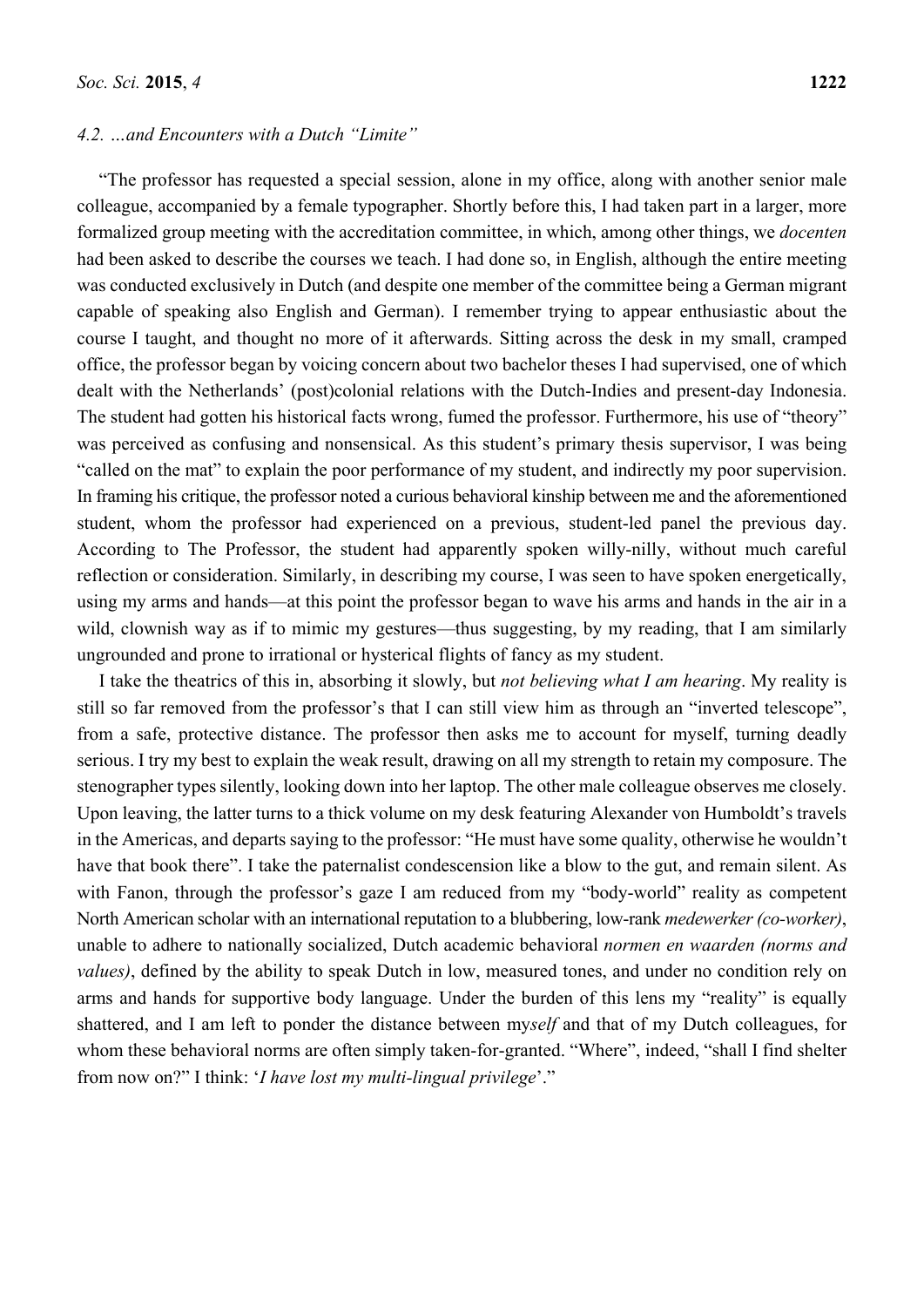### 4.2. …and Encounters with a Dutch "Limite"

"The professor has requested a special session, alone in my office, along with another senior male colleague, accompanied by a female typographer. Shortly before this, I had taken part in a larger, more formalized group meeting with the accreditation committee, in which, among other things, we *docenten* had been asked to describe the courses we teach. I had done so, in English, although the entire meeting was conducted exclusively in Dutch (and despite one member of the committee being a German migrant capable of speaking also English and German). I remember trying to appear enthusiastic about the course I taught, and thought no more of it afterwards. Sitting across the desk in my small, cramped office, the professor began by voicing concern about two bachelor theses I had supervised, one of which dealt with the Netherlands' (post)colonial relations with the Dutch-Indies and present-day Indonesia. The student had gotten his historical facts wrong, fumed the professor. Furthermore, his use of "theory" was perceived as confusing and nonsensical. As this student's primary thesis supervisor, I was being "called on the mat" to explain the poor performance of my student, and indirectly my poor supervision. In framing his critique, the professor noted a curious behavioral kinship between me and the aforementioned student, whom the professor had experienced on a previous, student-led panel the previous day. According to The Professor, the student had apparently spoken willy-nilly, without much careful reflection or consideration. Similarly, in describing my course, I was seen to have spoken energetically, using my arms and hands—at this point the professor began to wave his arms and hands in the air in a wild, clownish way as if to mimic my gestures—thus suggesting, by my reading, that I am similarly ungrounded and prone to irrational or hysterical flights of fancy as my student.

I take the theatrics of this in, absorbing it slowly, but *not believing what I am hearing*. My reality is still so far removed from the professor's that I can still view him as through an "inverted telescope", from a safe, protective distance. The professor then asks me to account for myself, turning deadly serious. I try my best to explain the weak result, drawing on all my strength to retain my composure. The stenographer types silently, looking down into her laptop. The other male colleague observes me closely. Upon leaving, the latter turns to a thick volume on my desk featuring Alexander von Humboldt's travels in the Americas, and departs saying to the professor: "He must have some quality, otherwise he wouldn't have that book there". I take the paternalist condescension like a blow to the gut, and remain silent. As with Fanon, through the professor's gaze I am reduced from my "body-world" reality as competent North American scholar with an international reputation to a blubbering, low-rank *medewerker (co-worker)*, unable to adhere to nationally socialized, Dutch academic behavioral *normen en waarden (norms and values)*, defined by the ability to speak Dutch in low, measured tones, and under no condition rely on arms and hands for supportive body language. Under the burden of this lens my "reality" is equally shattered, and I am left to ponder the distance between my*self* and that of my Dutch colleagues, for whom these behavioral norms are often simply taken-for-granted. "Where", indeed, "shall I find shelter from now on?" I think: '*I have lost my multi-lingual privilege*'."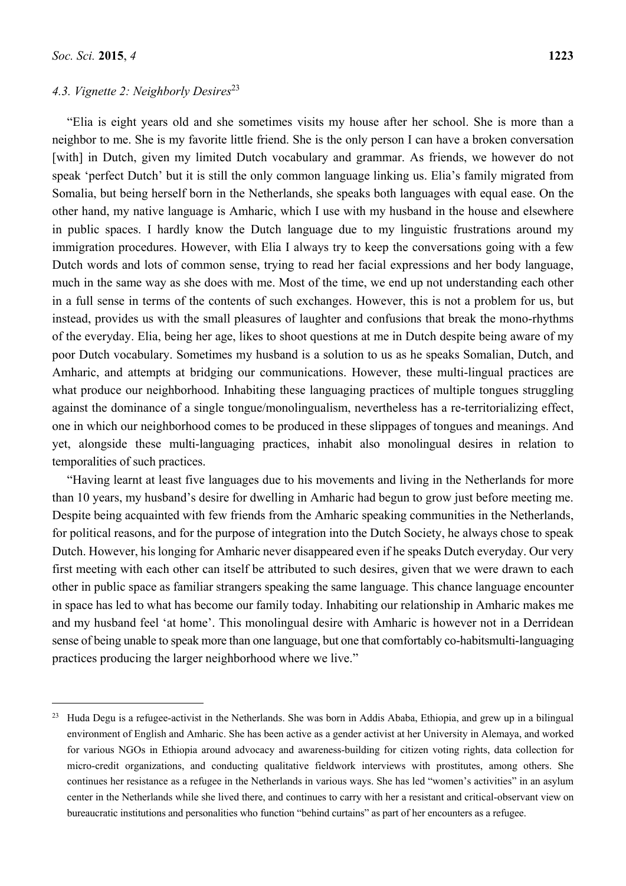### 4.3. Vignette 2: Neighborly Desires[23]

"Elia is eight years old and she sometimes visits my house after her school. She is more than a neighbor to me. She is my favorite little friend. She is the only person I can have a broken conversation [with] in Dutch, given my limited Dutch vocabulary and grammar. As friends, we however do not speak 'perfect Dutch' but it is still the only common language linking us. Elia's family migrated from Somalia, but being herself born in the Netherlands, she speaks both languages with equal ease. On the other hand, my native language is Amharic, which I use with my husband in the house and elsewhere in public spaces. I hardly know the Dutch language due to my linguistic frustrations around my immigration procedures. However, with Elia I always try to keep the conversations going with a few Dutch words and lots of common sense, trying to read her facial expressions and her body language, much in the same way as she does with me. Most of the time, we end up not understanding each other in a full sense in terms of the contents of such exchanges. However, this is not a problem for us, but instead, provides us with the small pleasures of laughter and confusions that break the mono-rhythms of the everyday. Elia, being her age, likes to shoot questions at me in Dutch despite being aware of my poor Dutch vocabulary. Sometimes my husband is a solution to us as he speaks Somalian, Dutch, and Amharic, and attempts at bridging our communications. However, these multi-lingual practices are what produce our neighborhood. Inhabiting these languaging practices of multiple tongues struggling against the dominance of a single tongue/monolingualism, nevertheless has a re-territorializing effect, one in which our neighborhood comes to be produced in these slippages of tongues and meanings. And yet, alongside these multi-languaging practices, inhabit also monolingual desires in relation to temporalities of such practices.

"Having learnt at least five languages due to his movements and living in the Netherlands for more than 10 years, my husband's desire for dwelling in Amharic had begun to grow just before meeting me. Despite being acquainted with few friends from the Amharic speaking communities in the Netherlands, for political reasons, and for the purpose of integration into the Dutch Society, he always chose to speak Dutch. However, his longing for Amharic never disappeared even if he speaks Dutch everyday. Our very first meeting with each other can itself be attributed to such desires, given that we were drawn to each other in public space as familiar strangers speaking the same language. This chance language encounter in space has led to what has become our family today. Inhabiting our relationship in Amharic makes me and my husband feel 'at home'. This monolingual desire with Amharic is however not in a Derridean sense of being unable to speak more than one language, but one that comfortably co-habitsmulti-languaging practices producing the larger neighborhood where we live."

---

[23] Huda Degu is a refugee-activist in the Netherlands. She was born in Addis Ababa, Ethiopia, and grew up in a bilingual environment of English and Amharic. She has been active as a gender activist at her University in Alemaya, and worked for various NGOs in Ethiopia around advocacy and awareness-building for citizen voting rights, data collection for micro-credit organizations, and conducting qualitative fieldwork interviews with prostitutes, among others. She continues her resistance as a refugee in the Netherlands in various ways. She has led "women's activities" in an asylum center in the Netherlands while she lived there, and continues to carry with her a resistant and critical-observant view on bureaucratic institutions and personalities who function "behind curtains" as part of her encounters as a refugee.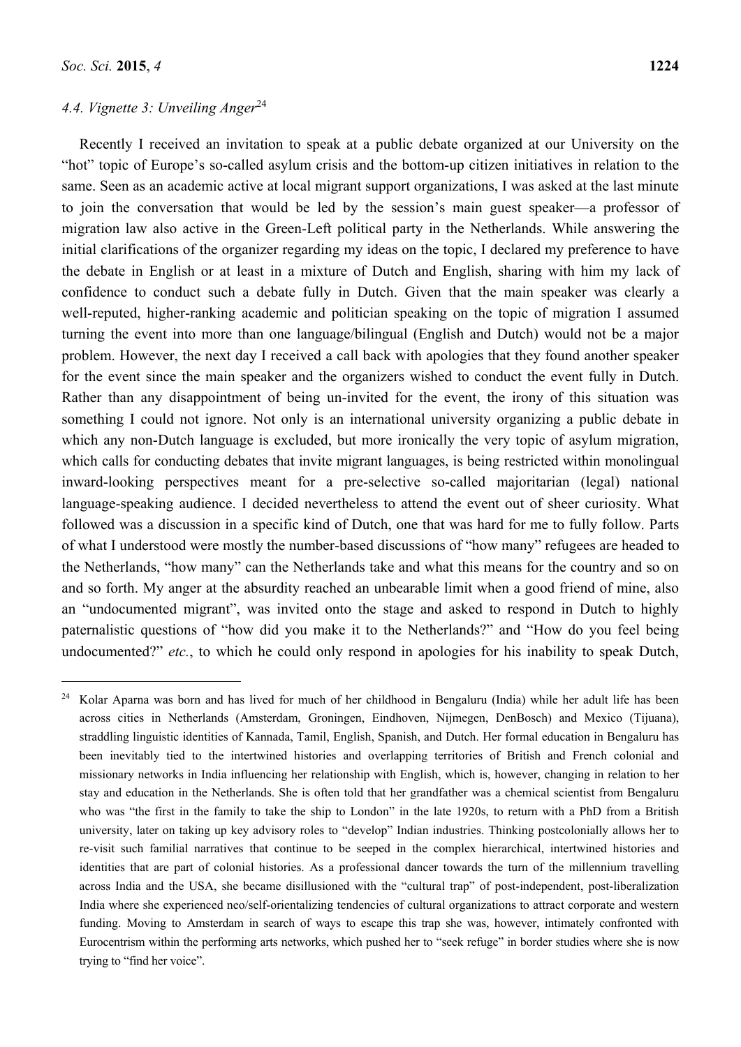### 4.4. Vignette 3: Unveiling Anger[24]

Recently I received an invitation to speak at a public debate organized at our University on the "hot" topic of Europe's so-called asylum crisis and the bottom-up citizen initiatives in relation to the same. Seen as an academic active at local migrant support organizations, I was asked at the last minute to join the conversation that would be led by the session's main guest speaker—a professor of migration law also active in the Green-Left political party in the Netherlands. While answering the initial clarifications of the organizer regarding my ideas on the topic, I declared my preference to have the debate in English or at least in a mixture of Dutch and English, sharing with him my lack of confidence to conduct such a debate fully in Dutch. Given that the main speaker was clearly a well-reputed, higher-ranking academic and politician speaking on the topic of migration I assumed turning the event into more than one language/bilingual (English and Dutch) would not be a major problem. However, the next day I received a call back with apologies that they found another speaker for the event since the main speaker and the organizers wished to conduct the event fully in Dutch. Rather than any disappointment of being un-invited for the event, the irony of this situation was something I could not ignore. Not only is an international university organizing a public debate in which any non-Dutch language is excluded, but more ironically the very topic of asylum migration, which calls for conducting debates that invite migrant languages, is being restricted within monolingual inward-looking perspectives meant for a pre-selective so-called majoritarian (legal) national language-speaking audience. I decided nevertheless to attend the event out of sheer curiosity. What followed was a discussion in a specific kind of Dutch, one that was hard for me to fully follow. Parts of what I understood were mostly the number-based discussions of "how many" refugees are headed to the Netherlands, "how many" can the Netherlands take and what this means for the country and so on and so forth. My anger at the absurdity reached an unbearable limit when a good friend of mine, also an "undocumented migrant", was invited onto the stage and asked to respond in Dutch to highly paternalistic questions of "how did you make it to the Netherlands?" and "How do you feel being undocumented?" *etc.*, to which he could only respond in apologies for his inability to speak Dutch,

---

[24] Kolar Aparna was born and has lived for much of her childhood in Bengaluru (India) while her adult life has been across cities in Netherlands (Amsterdam, Groningen, Eindhoven, Nijmegen, DenBosch) and Mexico (Tijuana), straddling linguistic identities of Kannada, Tamil, English, Spanish, and Dutch. Her formal education in Bengaluru has been inevitably tied to the intertwined histories and overlapping territories of British and French colonial and missionary networks in India influencing her relationship with English, which is, however, changing in relation to her stay and education in the Netherlands. She is often told that her grandfather was a chemical scientist from Bengaluru who was "the first in the family to take the ship to London" in the late 1920s, to return with a PhD from a British university, later on taking up key advisory roles to "develop" Indian industries. Thinking postcolonially allows her to re-visit such familial narratives that continue to be seeped in the complex hierarchical, intertwined histories and identities that are part of colonial histories. As a professional dancer towards the turn of the millennium travelling across India and the USA, she became disillusioned with the "cultural trap" of post-independent, post-liberalization India where she experienced neo/self-orientalizing tendencies of cultural organizations to attract corporate and western funding. Moving to Amsterdam in search of ways to escape this trap she was, however, intimately confronted with Eurocentrism within the performing arts networks, which pushed her to "seek refuge" in border studies where she is now trying to "find her voice".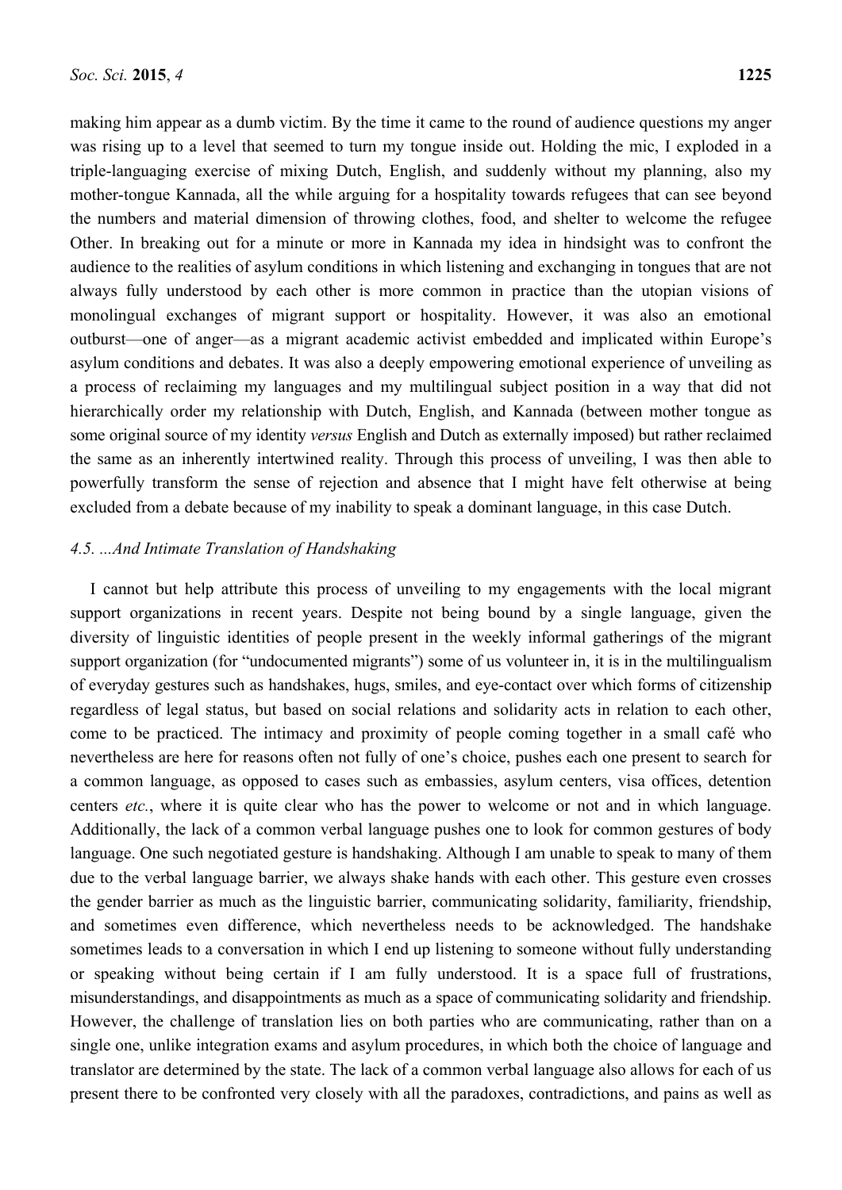making him appear as a dumb victim. By the time it came to the round of audience questions my anger was rising up to a level that seemed to turn my tongue inside out. Holding the mic, I exploded in a triple-languaging exercise of mixing Dutch, English, and suddenly without my planning, also my mother-tongue Kannada, all the while arguing for a hospitality towards refugees that can see beyond the numbers and material dimension of throwing clothes, food, and shelter to welcome the refugee Other. In breaking out for a minute or more in Kannada my idea in hindsight was to confront the audience to the realities of asylum conditions in which listening and exchanging in tongues that are not always fully understood by each other is more common in practice than the utopian visions of monolingual exchanges of migrant support or hospitality. However, it was also an emotional outburst—one of anger—as a migrant academic activist embedded and implicated within Europe's asylum conditions and debates. It was also a deeply empowering emotional experience of unveiling as a process of reclaiming my languages and my multilingual subject position in a way that did not hierarchically order my relationship with Dutch, English, and Kannada (between mother tongue as some original source of my identity *versus* English and Dutch as externally imposed) but rather reclaimed the same as an inherently intertwined reality. Through this process of unveiling, I was then able to powerfully transform the sense of rejection and absence that I might have felt otherwise at being excluded from a debate because of my inability to speak a dominant language, in this case Dutch.

### *4.5. ...And Intimate Translation of Handshaking*

I cannot but help attribute this process of unveiling to my engagements with the local migrant support organizations in recent years. Despite not being bound by a single language, given the diversity of linguistic identities of people present in the weekly informal gatherings of the migrant support organization (for "undocumented migrants") some of us volunteer in, it is in the multilingualism of everyday gestures such as handshakes, hugs, smiles, and eye-contact over which forms of citizenship regardless of legal status, but based on social relations and solidarity acts in relation to each other, come to be practiced. The intimacy and proximity of people coming together in a small café who nevertheless are here for reasons often not fully of one's choice, pushes each one present to search for a common language, as opposed to cases such as embassies, asylum centers, visa offices, detention centers *etc.*, where it is quite clear who has the power to welcome or not and in which language. Additionally, the lack of a common verbal language pushes one to look for common gestures of body language. One such negotiated gesture is handshaking. Although I am unable to speak to many of them due to the verbal language barrier, we always shake hands with each other. This gesture even crosses the gender barrier as much as the linguistic barrier, communicating solidarity, familiarity, friendship, and sometimes even difference, which nevertheless needs to be acknowledged. The handshake sometimes leads to a conversation in which I end up listening to someone without fully understanding or speaking without being certain if I am fully understood. It is a space full of frustrations, misunderstandings, and disappointments as much as a space of communicating solidarity and friendship. However, the challenge of translation lies on both parties who are communicating, rather than on a single one, unlike integration exams and asylum procedures, in which both the choice of language and translator are determined by the state. The lack of a common verbal language also allows for each of us present there to be confronted very closely with all the paradoxes, contradictions, and pains as well as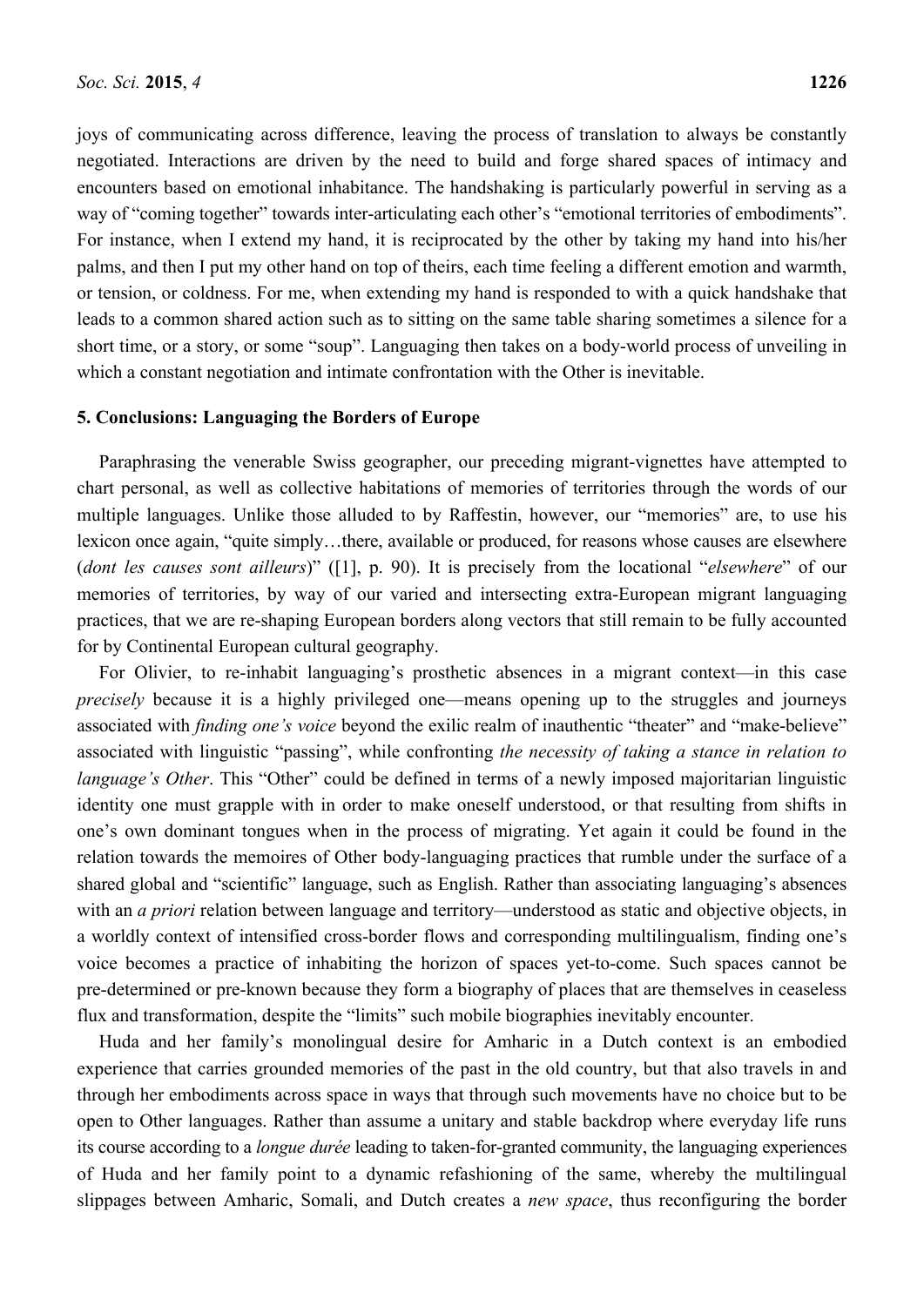joys of communicating across difference, leaving the process of translation to always be constantly negotiated. Interactions are driven by the need to build and forge shared spaces of intimacy and encounters based on emotional inhabitance. The handshaking is particularly powerful in serving as a way of "coming together" towards inter-articulating each other's "emotional territories of embodiments". For instance, when I extend my hand, it is reciprocated by the other by taking my hand into his/her palms, and then I put my other hand on top of theirs, each time feeling a different emotion and warmth, or tension, or coldness. For me, when extending my hand is responded to with a quick handshake that leads to a common shared action such as to sitting on the same table sharing sometimes a silence for a short time, or a story, or some "soup". Languaging then takes on a body-world process of unveiling in which a constant negotiation and intimate confrontation with the Other is inevitable.

## 5. Conclusions: Languaging the Borders of Europe

Paraphrasing the venerable Swiss geographer, our preceding migrant-vignettes have attempted to chart personal, as well as collective habitations of memories of territories through the words of our multiple languages. Unlike those alluded to by Raffestin, however, our "memories" are, to use his lexicon once again, "quite simply…there, available or produced, for reasons whose causes are elsewhere (*dont les causes sont ailleurs*)" ([1], p. 90). It is precisely from the locational "*elsewhere*" of our memories of territories, by way of our varied and intersecting extra-European migrant languaging practices, that we are re-shaping European borders along vectors that still remain to be fully accounted for by Continental European cultural geography.

For Olivier, to re-inhabit languaging's prosthetic absences in a migrant context—in this case *precisely* because it is a highly privileged one—means opening up to the struggles and journeys associated with *finding one's voice* beyond the exilic realm of inauthentic "theater" and "make-believe" associated with linguistic "passing", while confronting *the necessity of taking a stance in relation to language's Other*. This "Other" could be defined in terms of a newly imposed majoritarian linguistic identity one must grapple with in order to make oneself understood, or that resulting from shifts in one's own dominant tongues when in the process of migrating. Yet again it could be found in the relation towards the memoires of Other body-languaging practices that rumble under the surface of a shared global and "scientific" language, such as English. Rather than associating languaging's absences with an *a priori* relation between language and territory—understood as static and objective objects, in a worldly context of intensified cross-border flows and corresponding multilingualism, finding one's voice becomes a practice of inhabiting the horizon of spaces yet-to-come. Such spaces cannot be pre-determined or pre-known because they form a biography of places that are themselves in ceaseless flux and transformation, despite the "limits" such mobile biographies inevitably encounter.

Huda and her family's monolingual desire for Amharic in a Dutch context is an embodied experience that carries grounded memories of the past in the old country, but that also travels in and through her embodiments across space in ways that through such movements have no choice but to be open to Other languages. Rather than assume a unitary and stable backdrop where everyday life runs its course according to a *longue durée* leading to taken-for-granted community, the languaging experiences of Huda and her family point to a dynamic refashioning of the same, whereby the multilingual slippages between Amharic, Somali, and Dutch creates a *new space*, thus reconfiguring the border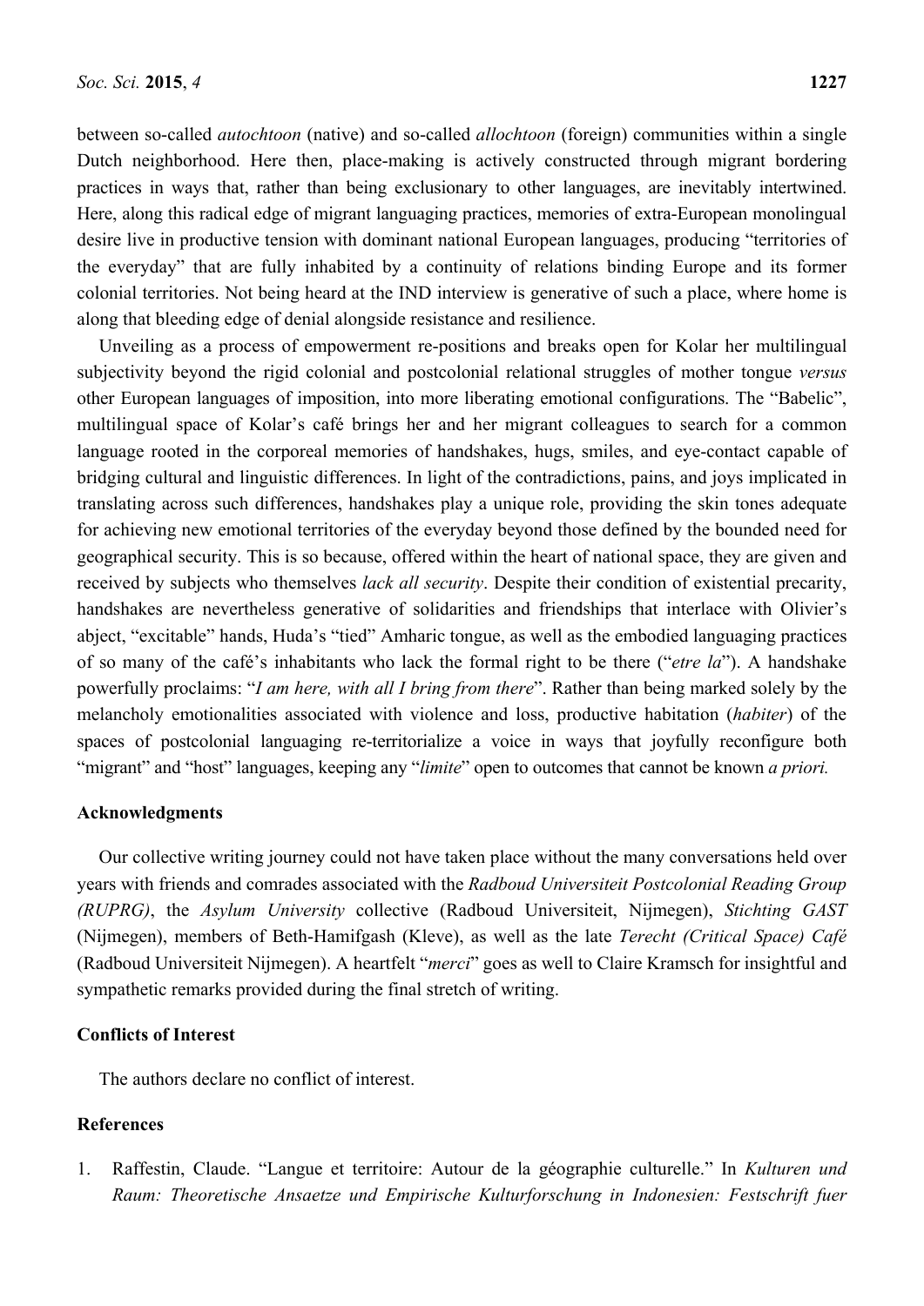between so-called *autochtoon* (native) and so-called *allochtoon* (foreign) communities within a single Dutch neighborhood. Here then, place-making is actively constructed through migrant bordering practices in ways that, rather than being exclusionary to other languages, are inevitably intertwined. Here, along this radical edge of migrant languaging practices, memories of extra-European monolingual desire live in productive tension with dominant national European languages, producing "territories of the everyday" that are fully inhabited by a continuity of relations binding Europe and its former colonial territories. Not being heard at the IND interview is generative of such a place, where home is along that bleeding edge of denial alongside resistance and resilience.

Unveiling as a process of empowerment re-positions and breaks open for Kolar her multilingual subjectivity beyond the rigid colonial and postcolonial relational struggles of mother tongue *versus* other European languages of imposition, into more liberating emotional configurations. The "Babelic", multilingual space of Kolar's café brings her and her migrant colleagues to search for a common language rooted in the corporeal memories of handshakes, hugs, smiles, and eye-contact capable of bridging cultural and linguistic differences. In light of the contradictions, pains, and joys implicated in translating across such differences, handshakes play a unique role, providing the skin tones adequate for achieving new emotional territories of the everyday beyond those defined by the bounded need for geographical security. This is so because, offered within the heart of national space, they are given and received by subjects who themselves *lack all security*. Despite their condition of existential precarity, handshakes are nevertheless generative of solidarities and friendships that interlace with Olivier's abject, "excitable" hands, Huda's "tied" Amharic tongue, as well as the embodied languaging practices of so many of the café's inhabitants who lack the formal right to be there ("*etre la*"). A handshake powerfully proclaims: "*I am here, with all I bring from there*". Rather than being marked solely by the melancholy emotionalities associated with violence and loss, productive habitation (*habiter*) of the spaces of postcolonial languaging re-territorialize a voice in ways that joyfully reconfigure both "migrant" and "host" languages, keeping any "*limite*" open to outcomes that cannot be known *a priori.*

## Acknowledgments

Our collective writing journey could not have taken place without the many conversations held over years with friends and comrades associated with the *Radboud Universiteit Postcolonial Reading Group (RUPRG)*, the *Asylum University* collective (Radboud Universiteit, Nijmegen), *Stichting GAST* (Nijmegen), members of Beth-Hamifgash (Kleve), as well as the late *Terecht (Critical Space) Café* (Radboud Universiteit Nijmegen). A heartfelt "*merci*" goes as well to Claire Kramsch for insightful and sympathetic remarks provided during the final stretch of writing.

## Conflicts of Interest

The authors declare no conflict of interest.

## References

1. Raffestin, Claude. "Langue et territoire: Autour de la géographie culturelle." In *Kulturen und Raum: Theoretische Ansaetze und Empirische Kulturforschung in Indonesien: Festschrift fuer*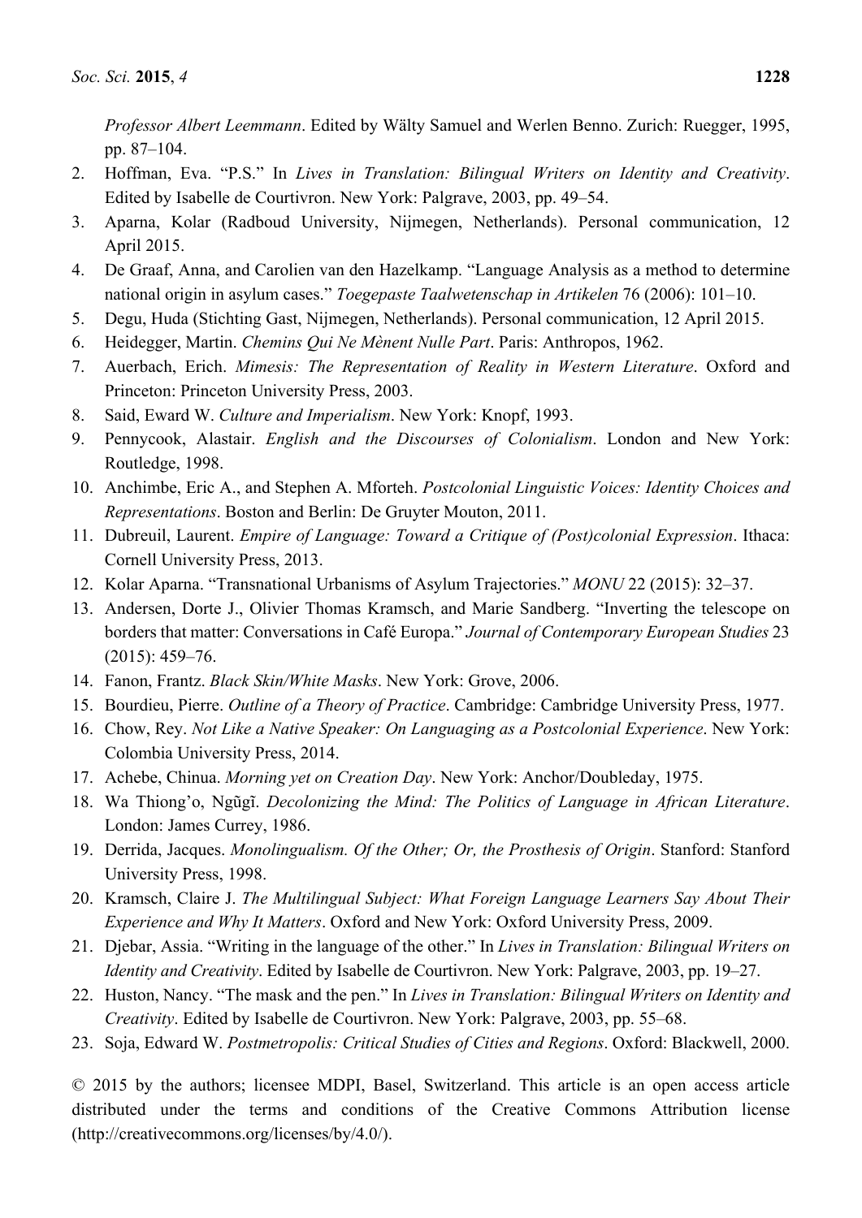*Professor Albert Leemmann*. Edited by Wälty Samuel and Werlen Benno. Zurich: Ruegger, 1995, pp. 87–104.

2. Hoffman, Eva. "P.S." In *Lives in Translation: Bilingual Writers on Identity and Creativity*. Edited by Isabelle de Courtivron. New York: Palgrave, 2003, pp. 49–54.
3. Aparna, Kolar (Radboud University, Nijmegen, Netherlands). Personal communication, 12 April 2015.
4. De Graaf, Anna, and Carolien van den Hazelkamp. "Language Analysis as a method to determine national origin in asylum cases." *Toegepaste Taalwetenschap in Artikelen* 76 (2006): 101–10.
5. Degu, Huda (Stichting Gast, Nijmegen, Netherlands). Personal communication, 12 April 2015.
6. Heidegger, Martin. *Chemins Qui Ne Mènent Nulle Part*. Paris: Anthropos, 1962.
7. Auerbach, Erich. *Mimesis: The Representation of Reality in Western Literature*. Oxford and Princeton: Princeton University Press, 2003.
8. Said, Eward W. *Culture and Imperialism*. New York: Knopf, 1993.
9. Pennycook, Alastair. *English and the Discourses of Colonialism*. London and New York: Routledge, 1998.
10. Anchimbe, Eric A., and Stephen A. Mforteh. *Postcolonial Linguistic Voices: Identity Choices and Representations*. Boston and Berlin: De Gruyter Mouton, 2011.
11. Dubreuil, Laurent. *Empire of Language: Toward a Critique of (Post)colonial Expression*. Ithaca: Cornell University Press, 2013.
12. Kolar Aparna. "Transnational Urbanisms of Asylum Trajectories." *MONU* 22 (2015): 32–37.
13. Andersen, Dorte J., Olivier Thomas Kramsch, and Marie Sandberg. "Inverting the telescope on borders that matter: Conversations in Café Europa." *Journal of Contemporary European Studies* 23 (2015): 459–76.
14. Fanon, Frantz. *Black Skin/White Masks*. New York: Grove, 2006.
15. Bourdieu, Pierre. *Outline of a Theory of Practice*. Cambridge: Cambridge University Press, 1977.
16. Chow, Rey. *Not Like a Native Speaker: On Languaging as a Postcolonial Experience*. New York: Colombia University Press, 2014.
17. Achebe, Chinua. *Morning yet on Creation Day*. New York: Anchor/Doubleday, 1975.
18. Wa Thiong'o, Ngũgĩ. *Decolonizing the Mind: The Politics of Language in African Literature*. London: James Currey, 1986.
19. Derrida, Jacques. *Monolingualism. Of the Other; Or, the Prosthesis of Origin*. Stanford: Stanford University Press, 1998.
20. Kramsch, Claire J. *The Multilingual Subject: What Foreign Language Learners Say About Their Experience and Why It Matters*. Oxford and New York: Oxford University Press, 2009.
21. Djebar, Assia. "Writing in the language of the other." In *Lives in Translation: Bilingual Writers on Identity and Creativity*. Edited by Isabelle de Courtivron. New York: Palgrave, 2003, pp. 19–27.
22. Huston, Nancy. "The mask and the pen." In *Lives in Translation: Bilingual Writers on Identity and Creativity*. Edited by Isabelle de Courtivron. New York: Palgrave, 2003, pp. 55–68.
23. Soja, Edward W. *Postmetropolis: Critical Studies of Cities and Regions*. Oxford: Blackwell, 2000.

© 2015 by the authors; licensee MDPI, Basel, Switzerland. This article is an open access article distributed under the terms and conditions of the Creative Commons Attribution license (http://creativecommons.org/licenses/by/4.0/).